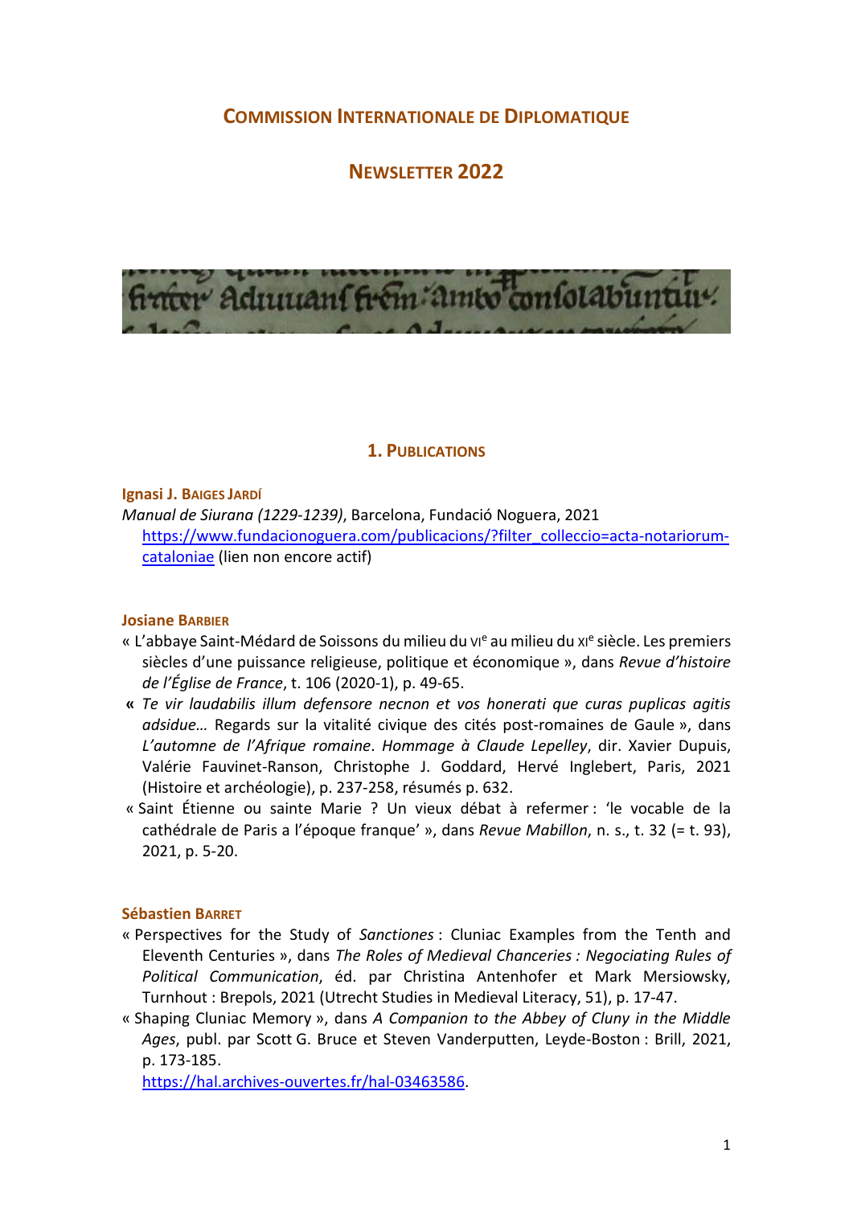# Commission Internationale de Diplomatique

## Newsletter 2022

## 1. Publications

**Ignasi J. Baiges Jardí**

*Manual de Siurana (1229-1239)*, Barcelona, Fundació Noguera, 2021
https://www.fundacionoguera.com/publicacions/?filter_colleccio=acta-notariorum-cataloniae (lien non encore actif)

**Josiane Barbier**

- « L'abbaye Saint-Médard de Soissons du milieu du VIe au milieu du XIe siècle. Les premiers siècles d'une puissance religieuse, politique et économique », dans *Revue d'histoire de l'Église de France*, t. 106 (2020-1), p. 49-65.
- « *Te vir laudabilis illum defensore necnon et vos honerati que curas puplicas agitis adsidue…* Regards sur la vitalité civique des cités post-romaines de Gaule », dans *L'automne de l'Afrique romaine*. *Hommage à Claude Lepelley*, dir. Xavier Dupuis, Valérie Fauvinet-Ranson, Christophe J. Goddard, Hervé Inglebert, Paris, 2021 (Histoire et archéologie), p. 237-258, résumés p. 632.
- « Saint Étienne ou sainte Marie ? Un vieux débat à refermer : 'le vocable de la cathédrale de Paris a l'époque franque' », dans *Revue Mabillon*, n. s., t. 32 (= t. 93), 2021, p. 5-20.

**Sébastien Barret**

- « Perspectives for the Study of *Sanctiones* : Cluniac Examples from the Tenth and Eleventh Centuries », dans *The Roles of Medieval Chanceries : Negociating Rules of Political Communication*, éd. par Christina Antenhofer et Mark Mersiowsky, Turnhout : Brepols, 2021 (Utrecht Studies in Medieval Literacy, 51), p. 17-47.
- « Shaping Cluniac Memory », dans *A Companion to the Abbey of Cluny in the Middle Ages*, publ. par Scott G. Bruce et Steven Vanderputten, Leyde-Boston : Brill, 2021, p. 173-185.
  https://hal.archives-ouvertes.fr/hal-03463586.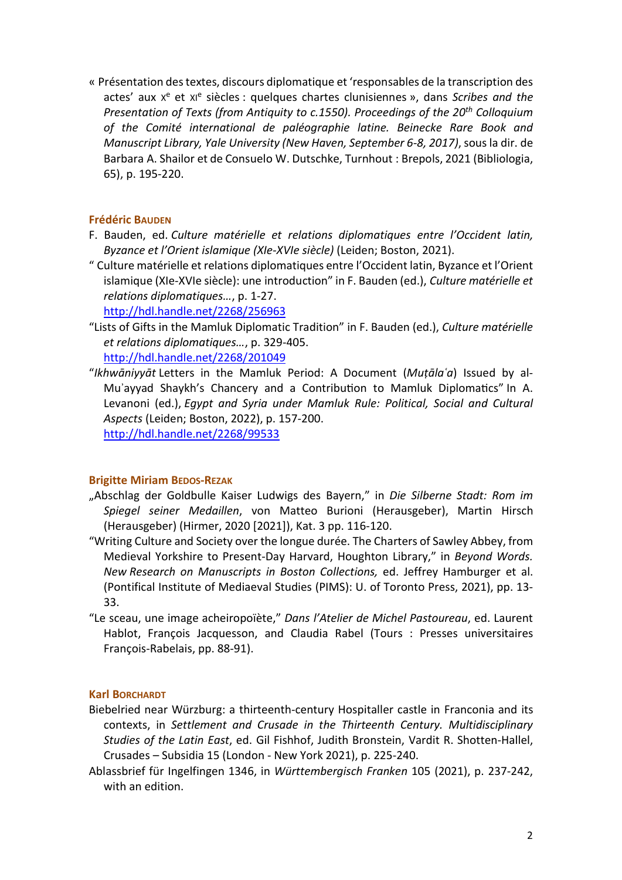« Présentation des textes, discours diplomatique et 'responsables de la transcription des actes' aux Xe et XIe siècles : quelques chartes clunisiennes », dans *Scribes and the Presentation of Texts (from Antiquity to c.1550). Proceedings of the 20th Colloquium of the Comité international de paléographie latine. Beinecke Rare Book and Manuscript Library, Yale University (New Haven, September 6-8, 2017)*, sous la dir. de Barbara A. Shailor et de Consuelo W. Dutschke, Turnhout : Brepols, 2021 (Bibliologia, 65), p. 195-220.

### Frédéric Bauden

F. Bauden, ed. *Culture matérielle et relations diplomatiques entre l'Occident latin, Byzance et l'Orient islamique (XIe-XVIe siècle)* (Leiden; Boston, 2021).

" Culture matérielle et relations diplomatiques entre l'Occident latin, Byzance et l'Orient islamique (XIe-XVIe siècle): une introduction" in F. Bauden (ed.), *Culture matérielle et relations diplomatiques…*, p. 1-27.
http://hdl.handle.net/2268/256963

"Lists of Gifts in the Mamluk Diplomatic Tradition" in F. Bauden (ed.), *Culture matérielle et relations diplomatiques…*, p. 329-405.
http://hdl.handle.net/2268/201049

"*Ikhwāniyyāt* Letters in the Mamluk Period: A Document (*Muṭālaʿa*) Issued by al-Muʾayyad Shaykh's Chancery and a Contribution to Mamluk Diplomatics" In A. Levanoni (ed.), *Egypt and Syria under Mamluk Rule: Political, Social and Cultural Aspects* (Leiden; Boston, 2022), p. 157-200.
http://hdl.handle.net/2268/99533

### Brigitte Miriam Bedos-Rezak

„Abschlag der Goldbulle Kaiser Ludwigs des Bayern," in *Die Silberne Stadt: Rom im Spiegel seiner Medaillen*, von Matteo Burioni (Herausgeber), Martin Hirsch (Herausgeber) (Hirmer, 2020 [2021]), Kat. 3 pp. 116-120.

"Writing Culture and Society over the longue durée. The Charters of Sawley Abbey, from Medieval Yorkshire to Present-Day Harvard, Houghton Library," in *Beyond Words. New Research on Manuscripts in Boston Collections,* ed. Jeffrey Hamburger et al. (Pontifical Institute of Mediaeval Studies (PIMS): U. of Toronto Press, 2021), pp. 13-33.

"Le sceau, une image acheiropoïète," *Dans l'Atelier de Michel Pastoureau*, ed. Laurent Hablot, François Jacquesson, and Claudia Rabel (Tours : Presses universitaires François-Rabelais, pp. 88-91).

### Karl Borchardt

Biebelried near Würzburg: a thirteenth-century Hospitaller castle in Franconia and its contexts, in *Settlement and Crusade in the Thirteenth Century. Multidisciplinary Studies of the Latin East*, ed. Gil Fishhof, Judith Bronstein, Vardit R. Shotten-Hallel, Crusades – Subsidia 15 (London - New York 2021), p. 225-240.

Ablassbrief für Ingelfingen 1346, in *Württembergisch Franken* 105 (2021), p. 237-242, with an edition.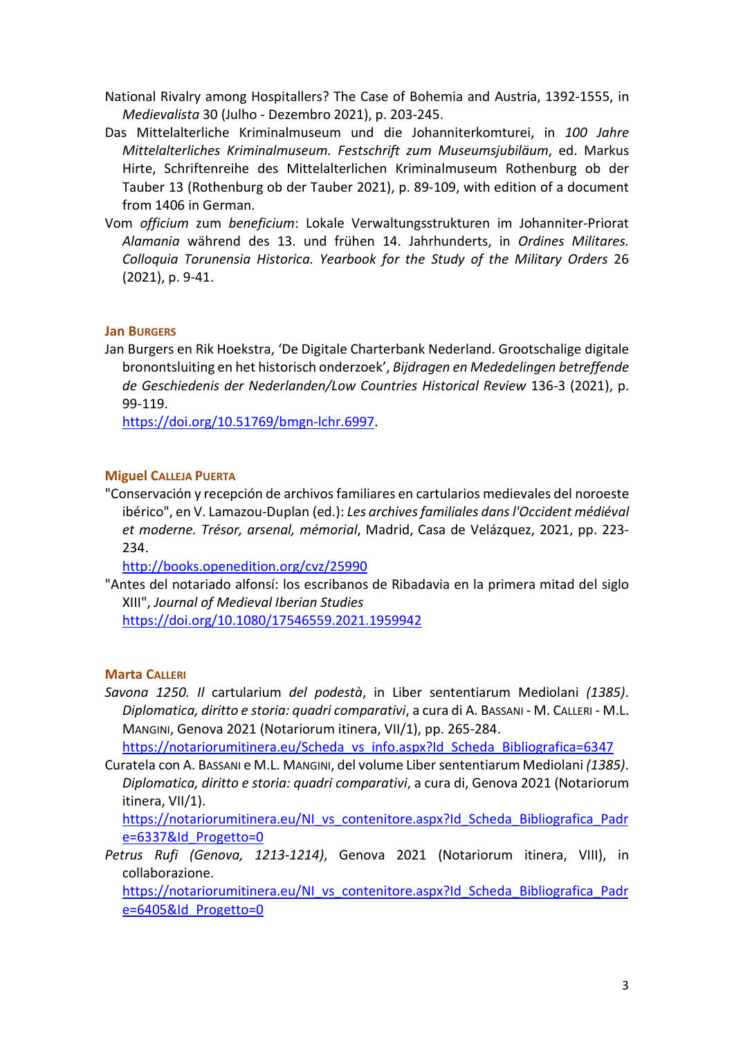National Rivalry among Hospitallers? The Case of Bohemia and Austria, 1392-1555, in *Medievalista* 30 (Julho - Dezembro 2021), p. 203-245.

Das Mittelalterliche Kriminalmuseum und die Johanniterkomturei, in *100 Jahre Mittelalterliches Kriminalmuseum. Festschrift zum Museumsjubiläum*, ed. Markus Hirte, Schriftenreihe des Mittelalterlichen Kriminalmuseum Rothenburg ob der Tauber 13 (Rothenburg ob der Tauber 2021), p. 89-109, with edition of a document from 1406 in German.

Vom *officium* zum *beneficium*: Lokale Verwaltungsstrukturen im Johanniter-Priorat *Alamania* während des 13. und frühen 14. Jahrhunderts, in *Ordines Militares. Colloquia Torunensia Historica. Yearbook for the Study of the Military Orders* 26 (2021), p. 9-41.

### Jan Burgers

Jan Burgers en Rik Hoekstra, 'De Digitale Charterbank Nederland. Grootschalige digitale bronontsluiting en het historisch onderzoek', *Bijdragen en Mededelingen betreffende de Geschiedenis der Nederlanden/Low Countries Historical Review* 136-3 (2021), p. 99-119.
https://doi.org/10.51769/bmgn-lchr.6997.

### Miguel Calleja Puerta

"Conservación y recepción de archivos familiares en cartularios medievales del noroeste ibérico", en V. Lamazou-Duplan (ed.): *Les archives familiales dans l'Occident médiéval et moderne. Trésor, arsenal, mémorial*, Madrid, Casa de Velázquez, 2021, pp. 223-234.
http://books.openedition.org/cvz/25990

"Antes del notariado alfonsí: los escribanos de Ribadavia en la primera mitad del siglo XIII", *Journal of Medieval Iberian Studies*
https://doi.org/10.1080/17546559.2021.1959942

### Marta Calleri

*Savona 1250. Il* cartularium *del podestà*, in Liber sententiarum Mediolani *(1385). Diplomatica, diritto e storia: quadri comparativi*, a cura di A. Bassani - M. Calleri - M.L. Mangini, Genova 2021 (Notariorum itinera, VII/1), pp. 265-284.
https://notariorumitinera.eu/Scheda_vs_info.aspx?Id_Scheda_Bibliografica=6347

Curatela con A. Bassani e M.L. Mangini, del volume Liber sententiarum Mediolani *(1385). Diplomatica, diritto e storia: quadri comparativi*, a cura di, Genova 2021 (Notariorum itinera, VII/1).
https://notariorumitinera.eu/NI_vs_contenitore.aspx?Id_Scheda_Bibliografica_Padre=6337&Id_Progetto=0

*Petrus Rufi (Genova, 1213-1214)*, Genova 2021 (Notariorum itinera, VIII), in collaborazione.
https://notariorumitinera.eu/NI_vs_contenitore.aspx?Id_Scheda_Bibliografica_Padre=6405&Id_Progetto=0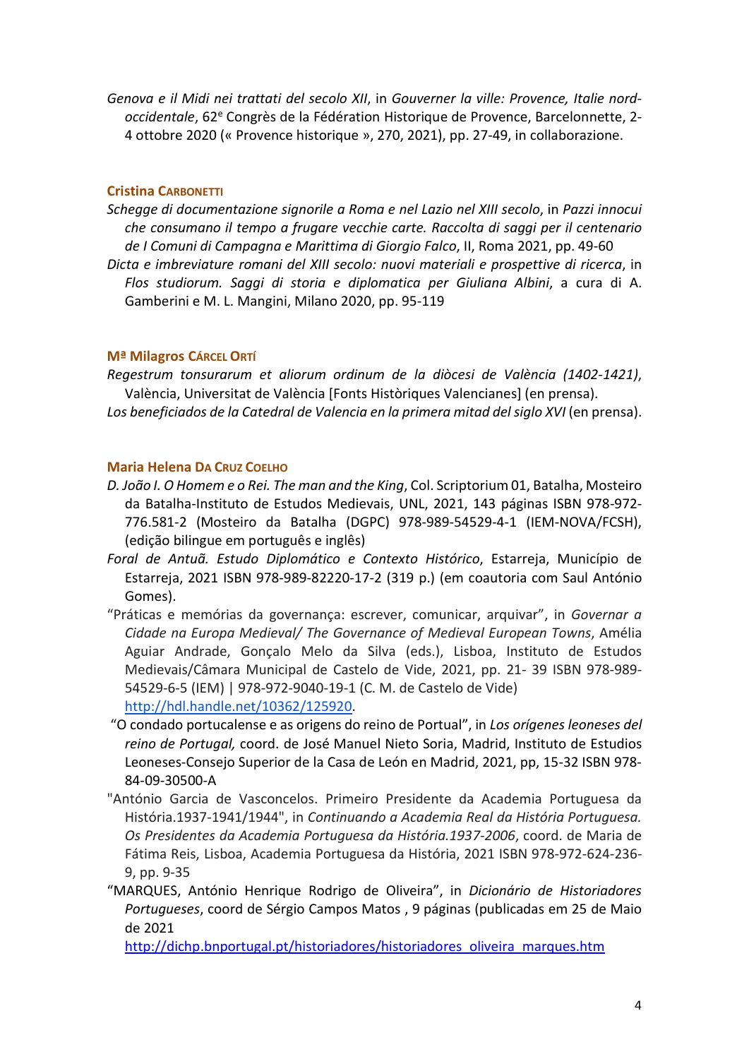*Genova e il Midi nei trattati del secolo XII*, in *Gouverner la ville: Provence, Italie nord-occidentale*, 62e Congrès de la Fédération Historique de Provence, Barcelonnette, 2-4 ottobre 2020 (« Provence historique », 270, 2021), pp. 27-49, in collaborazione.

**Cristina Carbonetti**

*Schegge di documentazione signorile a Roma e nel Lazio nel XIII secolo*, in *Pazzi innocui che consumano il tempo a frugare vecchie carte. Raccolta di saggi per il centenario de I Comuni di Campagna e Marittima di Giorgio Falco*, II, Roma 2021, pp. 49-60

*Dicta e imbreviature romani del XIII secolo: nuovi materiali e prospettive di ricerca*, in *Flos studiorum. Saggi di storia e diplomatica per Giuliana Albini*, a cura di A. Gamberini e M. L. Mangini, Milano 2020, pp. 95-119

**Mª Milagros Cárcel Ortí**

*Regestrum tonsurarum et aliorum ordinum de la diòcesi de València (1402-1421)*, València, Universitat de València [Fonts Històriques Valencianes] (en prensa).

*Los beneficiados de la Catedral de Valencia en la primera mitad del siglo XVI* (en prensa).

**Maria Helena da Cruz Coelho**

*D. João I. O Homem e o Rei. The man and the King*, Col. Scriptorium 01, Batalha, Mosteiro da Batalha-Instituto de Estudos Medievais, UNL, 2021, 143 páginas ISBN 978-972-776.581-2 (Mosteiro da Batalha (DGPC) 978-989-54529-4-1 (IEM-NOVA/FCSH), (edição bilingue em português e inglês)

*Foral de Antuã. Estudo Diplomático e Contexto Histórico*, Estarreja, Município de Estarreja, 2021 ISBN 978-989-82220-17-2 (319 p.) (em coautoria com Saul António Gomes).

"Práticas e memórias da governança: escrever, comunicar, arquivar", in *Governar a Cidade na Europa Medieval/ The Governance of Medieval European Towns*, Amélia Aguiar Andrade, Gonçalo Melo da Silva (eds.), Lisboa, Instituto de Estudos Medievais/Câmara Municipal de Castelo de Vide, 2021, pp. 21- 39 ISBN 978-989-54529-6-5 (IEM) | 978-972-9040-19-1 (C. M. de Castelo de Vide) http://hdl.handle.net/10362/125920.

"O condado portucalense e as origens do reino de Portual", in *Los orígenes leoneses del reino de Portugal,* coord. de José Manuel Nieto Soria, Madrid, Instituto de Estudios Leoneses-Consejo Superior de la Casa de León en Madrid, 2021, pp, 15-32 ISBN 978-84-09-30500-A

"António Garcia de Vasconcelos. Primeiro Presidente da Academia Portuguesa da História.1937-1941/1944", in *Continuando a Academia Real da História Portuguesa. Os Presidentes da Academia Portuguesa da História.1937-2006*, coord. de Maria de Fátima Reis, Lisboa, Academia Portuguesa da História, 2021 ISBN 978-972-624-236-9, pp. 9-35

"MARQUES, António Henrique Rodrigo de Oliveira", in *Dicionário de Historiadores Portugueses*, coord de Sérgio Campos Matos , 9 páginas (publicadas em 25 de Maio de 2021 http://dichp.bnportugal.pt/historiadores/historiadores_oliveira_marques.htm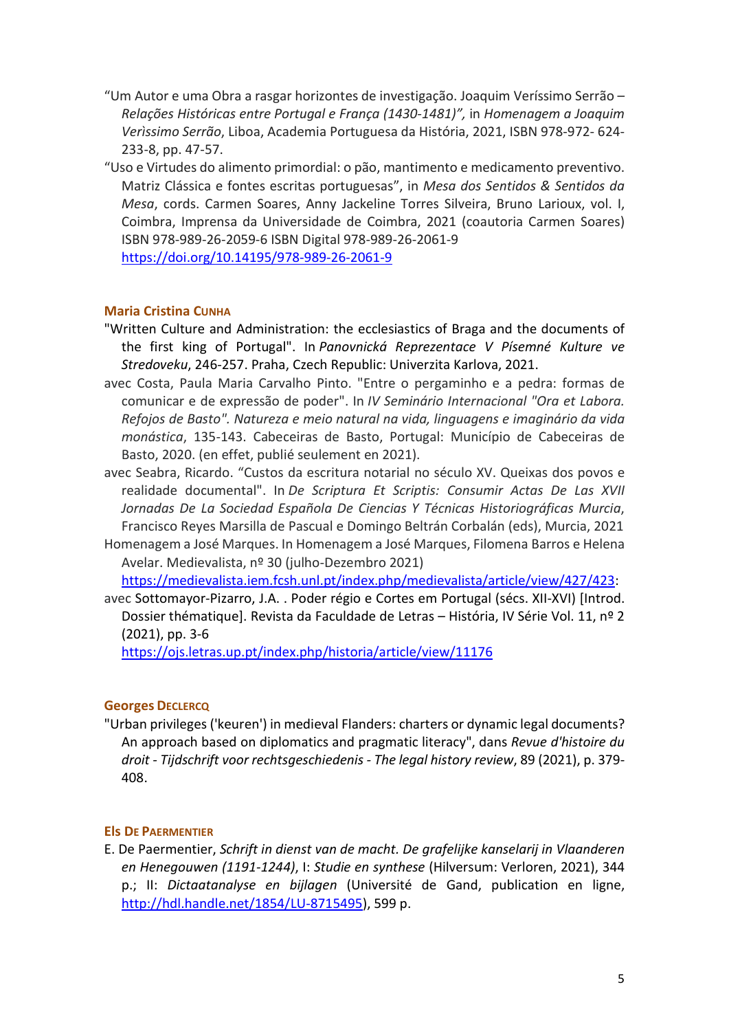"Um Autor e uma Obra a rasgar horizontes de investigação. Joaquim Veríssimo Serrão – *Relações Históricas entre Portugal e França (1430-1481)",* in *Homenagem a Joaquim Verìssimo Serrão*, Liboa, Academia Portuguesa da História, 2021, ISBN 978-972- 624-233-8, pp. 47-57.

"Uso e Virtudes do alimento primordial: o pão, mantimento e medicamento preventivo. Matriz Clássica e fontes escritas portuguesas", in *Mesa dos Sentidos & Sentidos da Mesa*, cords. Carmen Soares, Anny Jackeline Torres Silveira, Bruno Larioux, vol. I, Coimbra, Imprensa da Universidade de Coimbra, 2021 (coautoria Carmen Soares) ISBN 978-989-26-2059-6 ISBN Digital 978-989-26-2061-9 https://doi.org/10.14195/978-989-26-2061-9

### Maria Cristina Cunha

"Written Culture and Administration: the ecclesiastics of Braga and the documents of the first king of Portugal". In *Panovnická Reprezentace V Písemné Kulture ve Stredoveku*, 246-257. Praha, Czech Republic: Univerzita Karlova, 2021.

avec Costa, Paula Maria Carvalho Pinto. "Entre o pergaminho e a pedra: formas de comunicar e de expressão de poder". In *IV Seminário Internacional "Ora et Labora. Refojos de Basto". Natureza e meio natural na vida, linguagens e imaginário da vida monástica*, 135-143. Cabeceiras de Basto, Portugal: Município de Cabeceiras de Basto, 2020. (en effet, publié seulement en 2021).

avec Seabra, Ricardo. "Custos da escritura notarial no século XV. Queixas dos povos e realidade documental". In *De Scriptura Et Scriptis: Consumir Actas De Las XVII Jornadas De La Sociedad Española De Ciencias Y Técnicas Historiográficas Murcia*, Francisco Reyes Marsilla de Pascual e Domingo Beltrán Corbalán (eds), Murcia, 2021

Homenagem a José Marques. In Homenagem a José Marques, Filomena Barros e Helena Avelar. Medievalista, nº 30 (julho-Dezembro 2021) https://medievalista.iem.fcsh.unl.pt/index.php/medievalista/article/view/427/423:

avec Sottomayor-Pizarro, J.A. . Poder régio e Cortes em Portugal (sécs. XII-XVI) [Introd. Dossier thématique]. Revista da Faculdade de Letras – História, IV Série Vol. 11, nº 2 (2021), pp. 3-6 https://ojs.letras.up.pt/index.php/historia/article/view/11176

### Georges Declercq

"Urban privileges ('keuren') in medieval Flanders: charters or dynamic legal documents? An approach based on diplomatics and pragmatic literacy", dans *Revue d'histoire du droit - Tijdschrift voor rechtsgeschiedenis - The legal history review*, 89 (2021), p. 379-408.

### Els De Paermentier

E. De Paermentier, *Schrift in dienst van de macht. De grafelijke kanselarij in Vlaanderen en Henegouwen (1191-1244)*, I: *Studie en synthese* (Hilversum: Verloren, 2021), 344 p.; II: *Dictaatanalyse en bijlagen* (Université de Gand, publication en ligne, http://hdl.handle.net/1854/LU-8715495), 599 p.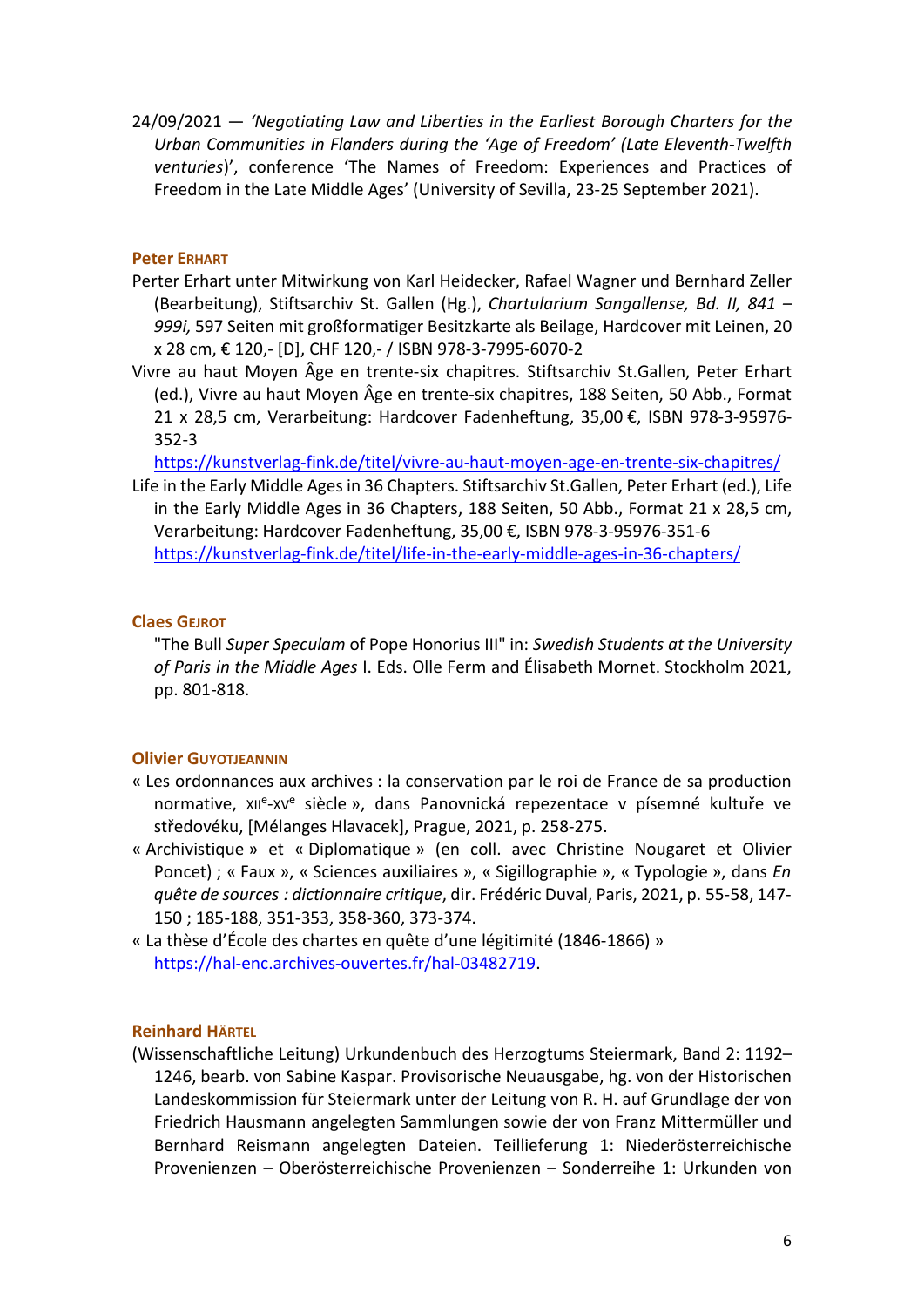24/09/2021 — *'Negotiating Law and Liberties in the Earliest Borough Charters for the Urban Communities in Flanders during the 'Age of Freedom' (Late Eleventh-Twelfth ventures*)', conference 'The Names of Freedom: Experiences and Practices of Freedom in the Late Middle Ages' (University of Sevilla, 23-25 September 2021).

### Peter ERHART

Perter Erhart unter Mitwirkung von Karl Heidecker, Rafael Wagner und Bernhard Zeller (Bearbeitung), Stiftsarchiv St. Gallen (Hg.), *Chartularium Sangallense, Bd. II, 841 – 999i,* 597 Seiten mit großformatiger Besitzkarte als Beilage, Hardcover mit Leinen, 20 x 28 cm, € 120,- [D], CHF 120,- / ISBN 978-3-7995-6070-2

Vivre au haut Moyen Âge en trente-six chapitres. Stiftsarchiv St.Gallen, Peter Erhart (ed.), Vivre au haut Moyen Âge en trente-six chapitres, 188 Seiten, 50 Abb., Format 21 x 28,5 cm, Verarbeitung: Hardcover Fadenheftung, 35,00 €, ISBN 978-3-95976-352-3
https://kunstverlag-fink.de/titel/vivre-au-haut-moyen-age-en-trente-six-chapitres/

Life in the Early Middle Ages in 36 Chapters. Stiftsarchiv St.Gallen, Peter Erhart (ed.), Life in the Early Middle Ages in 36 Chapters, 188 Seiten, 50 Abb., Format 21 x 28,5 cm, Verarbeitung: Hardcover Fadenheftung, 35,00 €, ISBN 978-3-95976-351-6
https://kunstverlag-fink.de/titel/life-in-the-early-middle-ages-in-36-chapters/

### Claes GEJROT

"The Bull *Super Speculam* of Pope Honorius III" in: *Swedish Students at the University of Paris in the Middle Ages* I. Eds. Olle Ferm and Élisabeth Mornet. Stockholm 2021, pp. 801-818.

### Olivier GUYOTJEANNIN

« Les ordonnances aux archives : la conservation par le roi de France de sa production normative, XII[e]-XV[e] siècle », dans Panovnická repezentace v písemné kultuře ve středověku, [Mélanges Hlavacek], Prague, 2021, p. 258-275.

« Archivistique » et « Diplomatique » (en coll. avec Christine Nougaret et Olivier Poncet) ; « Faux », « Sciences auxiliaires », « Sigillographie », « Typologie », dans *En quête de sources : dictionnaire critique*, dir. Frédéric Duval, Paris, 2021, p. 55-58, 147-150 ; 185-188, 351-353, 358-360, 373-374.

« La thèse d'École des chartes en quête d'une légitimité (1846-1866) » https://hal-enc.archives-ouvertes.fr/hal-03482719.

### Reinhard HÄRTEL

(Wissenschaftliche Leitung) Urkundenbuch des Herzogtums Steiermark, Band 2: 1192–1246, bearb. von Sabine Kaspar. Provisorische Neuausgabe, hg. von der Historischen Landeskommission für Steiermark unter der Leitung von R. H. auf Grundlage der von Friedrich Hausmann angelegten Sammlungen sowie der von Franz Mittermüller und Bernhard Reismann angelegten Dateien. Teillieferung 1: Niederösterreichische Provenienzen – Oberösterreichische Provenienzen – Sonderreihe 1: Urkunden von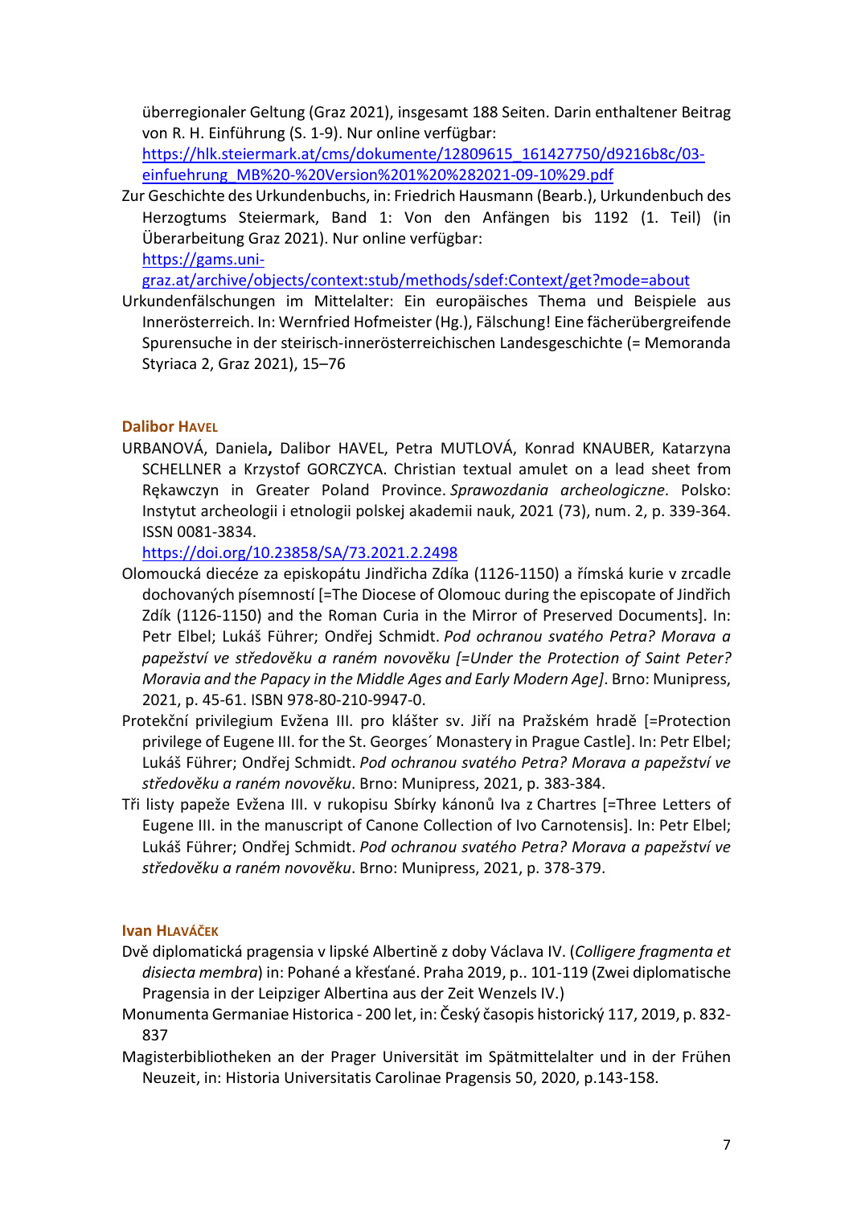überregionaler Geltung (Graz 2021), insgesamt 188 Seiten. Darin enthaltener Beitrag von R. H. Einführung (S. 1-9). Nur online verfügbar: [https://hlk.steiermark.at/cms/dokumente/12809615_161427750/d9216b8c/03-einfuehrung_MB%20-%20Version%201%20%282021-09-10%29.pdf](https://hlk.steiermark.at/cms/dokumente/12809615_161427750/d9216b8c/03-einfuehrung_MB%20-%20Version%201%20%282021-09-10%29.pdf)

Zur Geschichte des Urkundenbuchs, in: Friedrich Hausmann (Bearb.), Urkundenbuch des Herzogtums Steiermark, Band 1: Von den Anfängen bis 1192 (1. Teil) (in Überarbeitung Graz 2021). Nur online verfügbar: [https://gams.uni-graz.at/archive/objects/context:stub/methods/sdef:Context/get?mode=about](https://gams.uni-graz.at/archive/objects/context:stub/methods/sdef:Context/get?mode=about)

Urkundenfälschungen im Mittelalter: Ein europäisches Thema und Beispiele aus Innerösterreich. In: Wernfried Hofmeister (Hg.), Fälschung! Eine fächerübergreifende Spurensuche in der steirisch-innerösterreichischen Landesgeschichte (= Memoranda Styriaca 2, Graz 2021), 15–76

### Dalibor Havel

URBANOVÁ, Daniela**,** Dalibor HAVEL, Petra MUTLOVÁ, Konrad KNAUBER, Katarzyna SCHELLNER a Krzystof GORCZYCA. Christian textual amulet on a lead sheet from Rękawczyn in Greater Poland Province. *Sprawozdania archeologiczne*. Polsko: Instytut archeologii i etnologii polskej akademii nauk, 2021 (73), num. 2, p. 339-364. ISSN 0081-3834. [https://doi.org/10.23858/SA/73.2021.2.2498](https://doi.org/10.23858/SA/73.2021.2.2498)

Olomoucká diecéze za episkopátu Jindřicha Zdíka (1126-1150) a římská kurie v zrcadle dochovaných písemností [=The Diocese of Olomouc during the episcopate of Jindřich Zdík (1126-1150) and the Roman Curia in the Mirror of Preserved Documents]. In: Petr Elbel; Lukáš Führer; Ondřej Schmidt. *Pod ochranou svatého Petra? Morava a papežství ve středověku a raném novověku [=Under the Protection of Saint Peter? Moravia and the Papacy in the Middle Ages and Early Modern Age]*. Brno: Munipress, 2021, p. 45-61. ISBN 978-80-210-9947-0.

Protekční privilegium Evžena III. pro klášter sv. Jiří na Pražském hradě [=Protection privilege of Eugene III. for the St. Georges´ Monastery in Prague Castle]. In: Petr Elbel; Lukáš Führer; Ondřej Schmidt. *Pod ochranou svatého Petra? Morava a papežství ve středověku a raném novověku*. Brno: Munipress, 2021, p. 383-384.

Tři listy papeže Evžena III. v rukopisu Sbírky kánonů Iva z Chartres [=Three Letters of Eugene III. in the manuscript of Canone Collection of Ivo Carnotensis]. In: Petr Elbel; Lukáš Führer; Ondřej Schmidt. *Pod ochranou svatého Petra? Morava a papežství ve středověku a raném novověku*. Brno: Munipress, 2021, p. 378-379.

### Ivan Hlaváček

Dvě diplomatická pragensia v lipské Albertině z doby Václava IV. (*Colligere fragmenta et disiecta membra*) in: Pohané a křesťané. Praha 2019, p.. 101-119 (Zwei diplomatische Pragensia in der Leipziger Albertina aus der Zeit Wenzels IV.)

Monumenta Germaniae Historica - 200 let, in: Český časopis historický 117, 2019, p. 832-837

Magisterbibliotheken an der Prager Universität im Spätmittelalter und in der Frühen Neuzeit, in: Historia Universitatis Carolinae Pragensis 50, 2020, p.143-158.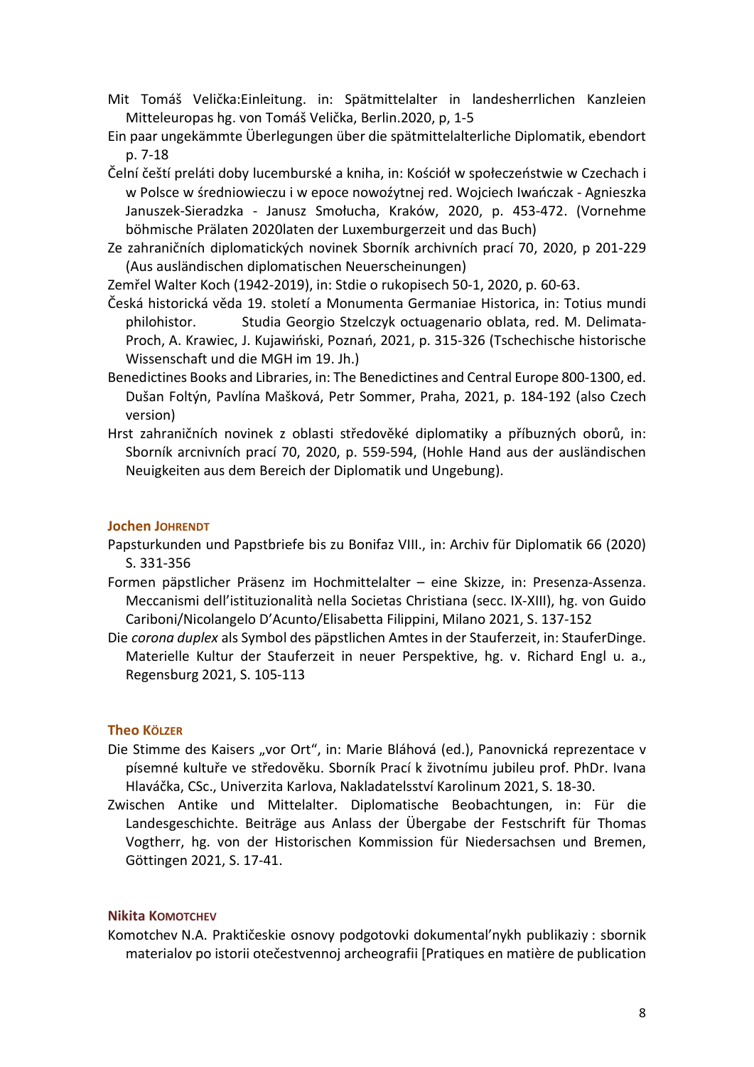Mit Tomáš Velička:Einleitung. in: Spätmittelalter in landesherrlichen Kanzleien Mitteleuropas hg. von Tomáš Velička, Berlin.2020, p, 1-5

Ein paar ungekämmte Überlegungen über die spätmittelalterliche Diplomatik, ebendort p. 7-18

Čelní čeští preláti doby lucemburské a kniha, in: Kościół w społeczeństwie w Czechach i w Polsce w średniowieczu i w epoce nowożytnej red. Wojciech Iwańczak - Agnieszka Januszek-Sieradzka - Janusz Smołucha, Kraków, 2020, p. 453-472. (Vornehme böhmische Prälaten 2020laten der Luxemburgerzeit und das Buch)

Ze zahraničních diplomatických novinek Sborník archivních prací 70, 2020, p 201-229 (Aus ausländischen diplomatischen Neuerscheinungen)

Zemřel Walter Koch (1942-2019), in: Stdie o rukopisech 50-1, 2020, p. 60-63.

Česká historická věda 19. století a Monumenta Germaniae Historica, in: Totius mundi philohistor. Studia Georgio Stzelczyk octuagenario oblata, red. M. Delimata-Proch, A. Krawiec, J. Kujawiński, Poznań, 2021, p. 315-326 (Tschechische historische Wissenschaft und die MGH im 19. Jh.)

Benedictines Books and Libraries, in: The Benedictines and Central Europe 800-1300, ed. Dušan Foltýn, Pavlína Mašková, Petr Sommer, Praha, 2021, p. 184-192 (also Czech version)

Hrst zahraničních novinek z oblasti středověké diplomatiky a příbuzných oborů, in: Sborník arcnivních prací 70, 2020, p. 559-594, (Hohle Hand aus der ausländischen Neuigkeiten aus dem Bereich der Diplomatik und Ungebung).

### Jochen Johrendt

Papsturkunden und Papstbriefe bis zu Bonifaz VIII., in: Archiv für Diplomatik 66 (2020) S. 331-356

Formen päpstlicher Präsenz im Hochmittelalter – eine Skizze, in: Presenza-Assenza. Meccanismi dell'istituzionalità nella Societas Christiana (secc. IX-XIII), hg. von Guido Cariboni/Nicolangelo D'Acunto/Elisabetta Filippini, Milano 2021, S. 137-152

Die *corona duplex* als Symbol des päpstlichen Amtes in der Stauferzeit, in: StauferDinge. Materielle Kultur der Stauferzeit in neuer Perspektive, hg. v. Richard Engl u. a., Regensburg 2021, S. 105-113

### Theo Kölzer

Die Stimme des Kaisers „vor Ort", in: Marie Bláhová (ed.), Panovnická reprezentace v písemné kultuře ve středověku. Sborník Prací k životnímu jubileu prof. PhDr. Ivana Hlaváčka, CSc., Univerzita Karlova, Nakladatelsství Karolinum 2021, S. 18-30.

Zwischen Antike und Mittelalter. Diplomatische Beobachtungen, in: Für die Landesgeschichte. Beiträge aus Anlass der Übergabe der Festschrift für Thomas Vogtherr, hg. von der Historischen Kommission für Niedersachsen und Bremen, Göttingen 2021, S. 17-41.

### Nikita Komotchev

Komotchev N.A. Praktičeskie osnovy podgotovki dokumental'nykh publikaziy : sbornik materialov po istorii otečestvennoj archeografii [Pratiques en matière de publication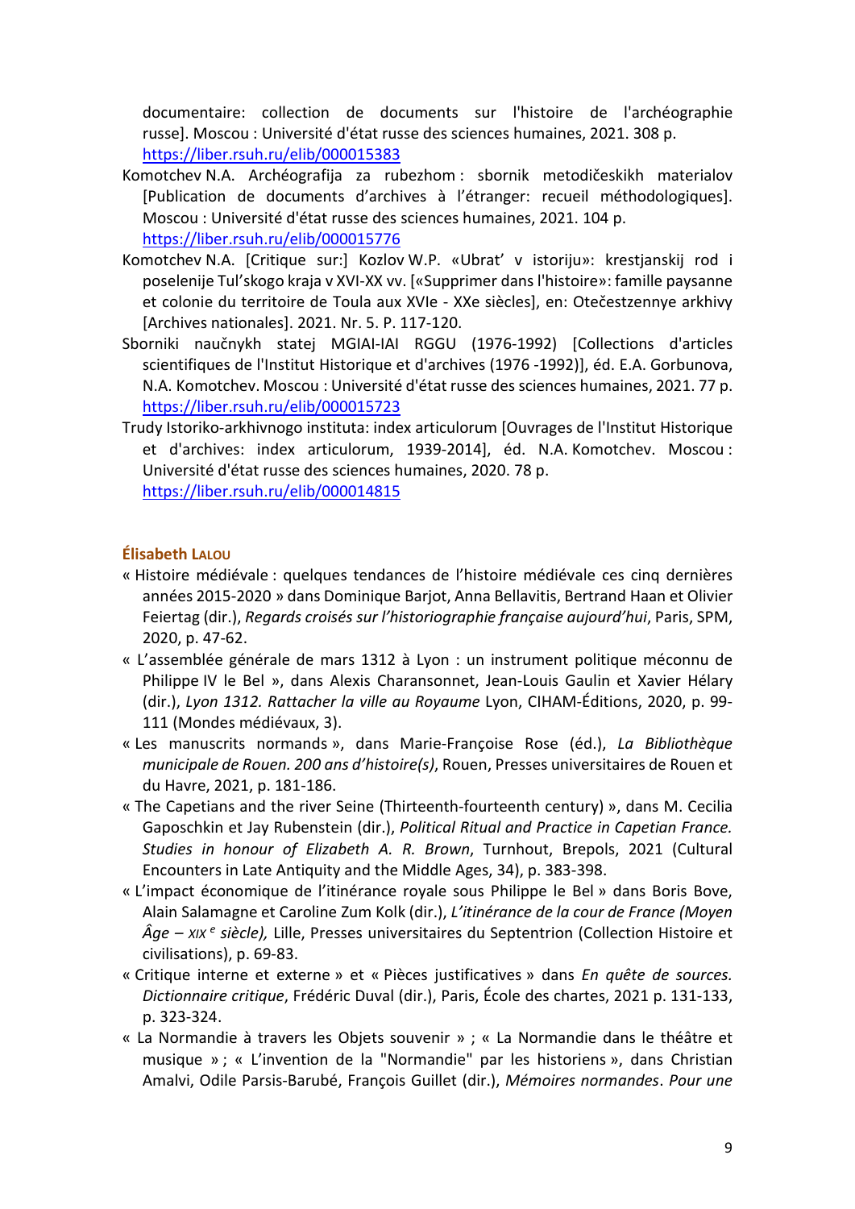documentaire: collection de documents sur l'histoire de l'archéographie russe]. Moscou : Université d'état russe des sciences humaines, 2021. 308 p. https://liber.rsuh.ru/elib/000015383

Komotchev N.A. Archéografija za rubezhom : sbornik metodičeskikh materialov [Publication de documents d'archives à l'étranger: recueil méthodologiques]. Moscou : Université d'état russe des sciences humaines, 2021. 104 p. https://liber.rsuh.ru/elib/000015776

Komotchev N.A. [Critique sur:] Kozlov W.P. «Ubrat' v istoriju»: krestjanskij rod i poselenije Tul'skogo kraja v XVI-XX vv. [«Supprimer dans l'histoire»: famille paysanne et colonie du territoire de Toula aux XVIe - XXe siècles], en: Otečestzennye arkhivy [Archives nationales]. 2021. Nr. 5. P. 117-120.

Sborniki naučnykh statej MGIAI-IAI RGGU (1976-1992) [Collections d'articles scientifiques de l'Institut Historique et d'archives (1976 -1992)], éd. E.A. Gorbunova, N.A. Komotchev. Moscou : Université d'état russe des sciences humaines, 2021. 77 p. https://liber.rsuh.ru/elib/000015723

Trudy Istoriko-arkhivnogo instituta: index articulorum [Ouvrages de l'Institut Historique et d'archives: index articulorum, 1939-2014], éd. N.A. Komotchev. Moscou : Université d'état russe des sciences humaines, 2020. 78 p. https://liber.rsuh.ru/elib/000014815

**Élisabeth Lalou**

« Histoire médiévale : quelques tendances de l'histoire médiévale ces cinq dernières années 2015-2020 » dans Dominique Barjot, Anna Bellavitis, Bertrand Haan et Olivier Feiertag (dir.), *Regards croisés sur l'historiographie française aujourd'hui*, Paris, SPM, 2020, p. 47-62.

« L'assemblée générale de mars 1312 à Lyon : un instrument politique méconnu de Philippe IV le Bel », dans Alexis Charansonnet, Jean-Louis Gaulin et Xavier Hélary (dir.), *Lyon 1312. Rattacher la ville au Royaume* Lyon, CIHAM-Éditions, 2020, p. 99-111 (Mondes médiévaux, 3).

« Les manuscrits normands », dans Marie-Françoise Rose (éd.), *La Bibliothèque municipale de Rouen. 200 ans d'histoire(s)*, Rouen, Presses universitaires de Rouen et du Havre, 2021, p. 181-186.

« The Capetians and the river Seine (Thirteenth-fourteenth century) », dans M. Cecilia Gaposchkin et Jay Rubenstein (dir.), *Political Ritual and Practice in Capetian France. Studies in honour of Elizabeth A. R. Brown*, Turnhout, Brepols, 2021 (Cultural Encounters in Late Antiquity and the Middle Ages, 34), p. 383-398.

« L'impact économique de l'itinérance royale sous Philippe le Bel » dans Boris Bove, Alain Salamagne et Caroline Zum Kolk (dir.), *L'itinérance de la cour de France (Moyen Âge – XIXe siècle),* Lille, Presses universitaires du Septentrion (Collection Histoire et civilisations), p. 69-83.

« Critique interne et externe » et « Pièces justificatives » dans *En quête de sources. Dictionnaire critique*, Frédéric Duval (dir.), Paris, École des chartes, 2021 p. 131-133, p. 323-324.

« La Normandie à travers les Objets souvenir » ; « La Normandie dans le théâtre et musique » ; « L'invention de la "Normandie" par les historiens », dans Christian Amalvi, Odile Parsis-Barubé, François Guillet (dir.), *Mémoires normandes*. *Pour une*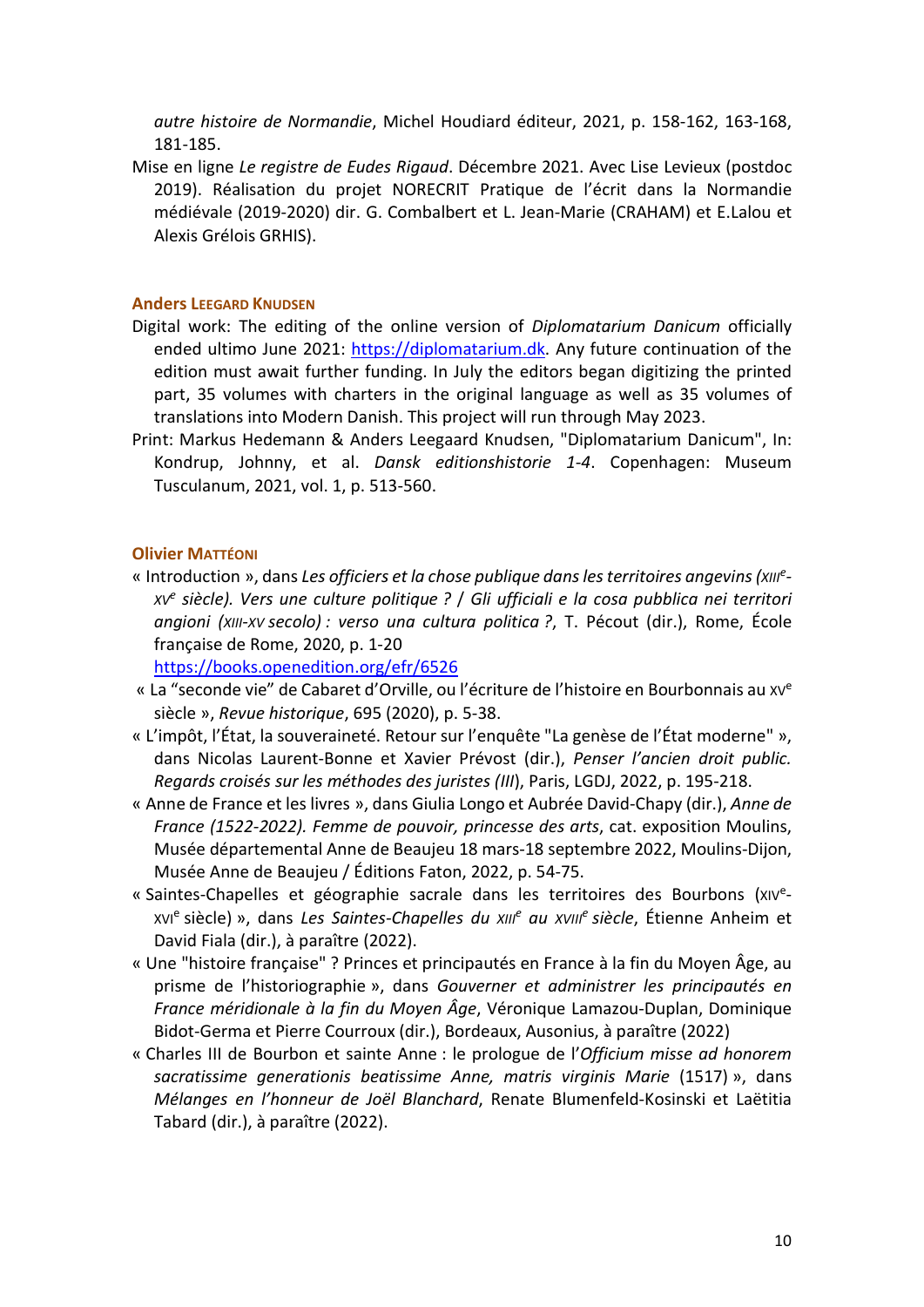*autre histoire de Normandie*, Michel Houdiard éditeur, 2021, p. 158-162, 163-168, 181-185.

Mise en ligne *Le registre de Eudes Rigaud*. Décembre 2021. Avec Lise Levieux (postdoc 2019). Réalisation du projet NORECRIT Pratique de l'écrit dans la Normandie médiévale (2019-2020) dir. G. Combalbert et L. Jean-Marie (CRAHAM) et E.Lalou et Alexis Grélois GRHIS).

#### Anders Leegard Knudsen

Digital work: The editing of the online version of *Diplomatarium Danicum* officially ended ultimo June 2021: https://diplomatarium.dk. Any future continuation of the edition must await further funding. In July the editors began digitizing the printed part, 35 volumes with charters in the original language as well as 35 volumes of translations into Modern Danish. This project will run through May 2023.

Print: Markus Hedemann & Anders Leegaard Knudsen, "Diplomatarium Danicum", In: Kondrup, Johnny, et al. *Dansk editionshistorie 1-4*. Copenhagen: Museum Tusculanum, 2021, vol. 1, p. 513-560.

#### Olivier Mattéoni

« Introduction », dans *Les officiers et la chose publique dans les territoires angevins (XIIIe-XVe siècle). Vers une culture politique ? / Gli ufficiali e la cosa pubblica nei territori angioni (XIII-XV secolo) : verso una cultura politica ?*, T. Pécout (dir.), Rome, École française de Rome, 2020, p. 1-20 https://books.openedition.org/efr/6526

« La "seconde vie" de Cabaret d'Orville, ou l'écriture de l'histoire en Bourbonnais au XVe siècle », *Revue historique*, 695 (2020), p. 5-38.

« L'impôt, l'État, la souveraineté. Retour sur l'enquête "La genèse de l'État moderne" », dans Nicolas Laurent-Bonne et Xavier Prévost (dir.), *Penser l'ancien droit public. Regards croisés sur les méthodes des juristes (III)*, Paris, LGDJ, 2022, p. 195-218.

« Anne de France et les livres », dans Giulia Longo et Aubrée David-Chapy (dir.), *Anne de France (1522-2022). Femme de pouvoir, princesse des arts*, cat. exposition Moulins, Musée départemental Anne de Beaujeu 18 mars-18 septembre 2022, Moulins-Dijon, Musée Anne de Beaujeu / Éditions Faton, 2022, p. 54-75.

« Saintes-Chapelles et géographie sacrale dans les territoires des Bourbons (XIVe-XVIe siècle) », dans *Les Saintes-Chapelles du XIIIe au XVIIIe siècle*, Étienne Anheim et David Fiala (dir.), à paraître (2022).

« Une "histoire française" ? Princes et principautés en France à la fin du Moyen Âge, au prisme de l'historiographie », dans *Gouverner et administrer les principautés en France méridionale à la fin du Moyen Âge*, Véronique Lamazou-Duplan, Dominique Bidot-Germa et Pierre Courroux (dir.), Bordeaux, Ausonius, à paraître (2022)

« Charles III de Bourbon et sainte Anne : le prologue de l'*Officium misse ad honorem sacratissime generationis beatissime Anne, matris virginis Marie* (1517) », dans *Mélanges en l'honneur de Joël Blanchard*, Renate Blumenfeld-Kosinski et Laëtitia Tabard (dir.), à paraître (2022).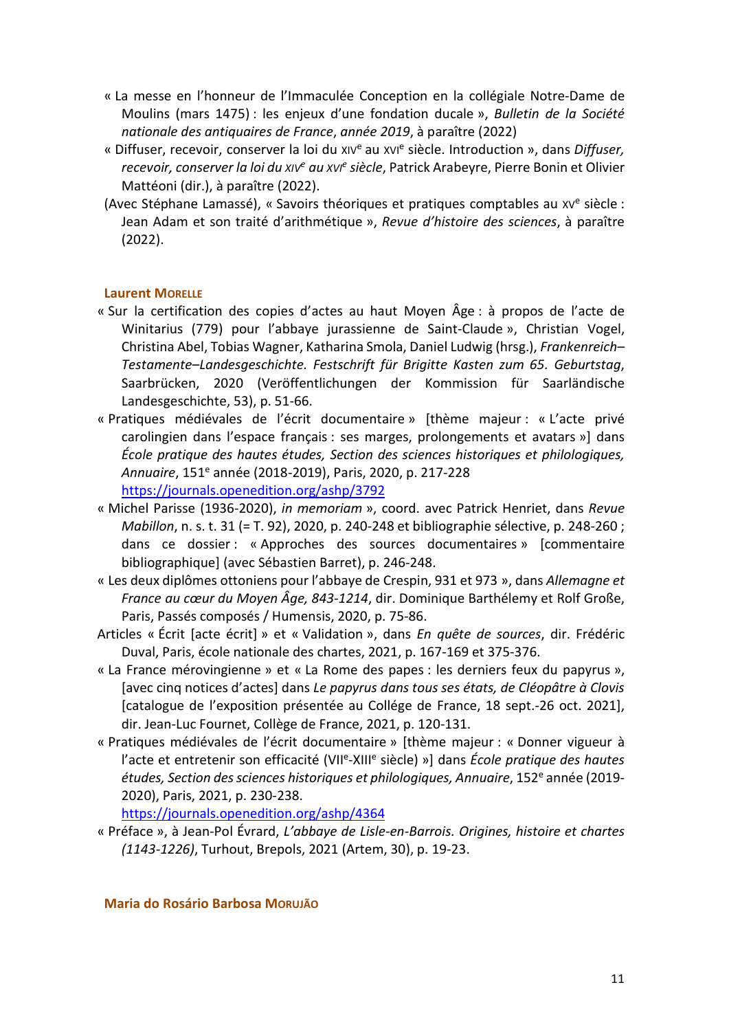« La messe en l'honneur de l'Immaculée Conception en la collégiale Notre-Dame de Moulins (mars 1475) : les enjeux d'une fondation ducale », *Bulletin de la Société nationale des antiquaires de France*, *année 2019*, à paraître (2022)

« Diffuser, recevoir, conserver la loi du XIVe au XVIe siècle. Introduction », dans *Diffuser, recevoir, conserver la loi du XIVe au XVIe siècle*, Patrick Arabeyre, Pierre Bonin et Olivier Mattéoni (dir.), à paraître (2022).

(Avec Stéphane Lamassé), « Savoirs théoriques et pratiques comptables au XVe siècle : Jean Adam et son traité d'arithmétique », *Revue d'histoire des sciences*, à paraître (2022).

### Laurent Morelle

« Sur la certification des copies d'actes au haut Moyen Âge : à propos de l'acte de Winitarius (779) pour l'abbaye jurassienne de Saint-Claude », Christian Vogel, Christina Abel, Tobias Wagner, Katharina Smola, Daniel Ludwig (hrsg.), *Frankenreich–Testamente–Landesgeschichte. Festschrift für Brigitte Kasten zum 65. Geburtstag*, Saarbrücken, 2020 (Veröffentlichungen der Kommission für Saarländische Landesgeschichte, 53), p. 51-66.

« Pratiques médiévales de l'écrit documentaire » [thème majeur : « L'acte privé carolingien dans l'espace français : ses marges, prolongements et avatars »] dans *École pratique des hautes études, Section des sciences historiques et philologiques, Annuaire*, 151e année (2018-2019), Paris, 2020, p. 217-228 https://journals.openedition.org/ashp/3792

« Michel Parisse (1936-2020), *in memoriam* », coord. avec Patrick Henriet, dans *Revue Mabillon*, n. s. t. 31 (= T. 92), 2020, p. 240-248 et bibliographie sélective, p. 248-260 ; dans ce dossier : « Approches des sources documentaires » [commentaire bibliographique] (avec Sébastien Barret), p. 246-248.

« Les deux diplômes ottoniens pour l'abbaye de Crespin, 931 et 973 », dans *Allemagne et France au cœur du Moyen Âge, 843-1214*, dir. Dominique Barthélemy et Rolf Große, Paris, Passés composés / Humensis, 2020, p. 75-86.

Articles « Écrit [acte écrit] » et « Validation », dans *En quête de sources*, dir. Frédéric Duval, Paris, école nationale des chartes, 2021, p. 167-169 et 375-376.

« La France mérovingienne » et « La Rome des papes : les derniers feux du papyrus », [avec cinq notices d'actes] dans *Le papyrus dans tous ses états, de Cléopâtre à Clovis* [catalogue de l'exposition présentée au Collège de France, 18 sept.-26 oct. 2021], dir. Jean-Luc Fournet, Collège de France, 2021, p. 120-131.

« Pratiques médiévales de l'écrit documentaire » [thème majeur : « Donner vigueur à l'acte et entretenir son efficacité (VIIe-XIIIe siècle) »] dans *École pratique des hautes études, Section des sciences historiques et philologiques, Annuaire*, 152e année (2019-2020), Paris, 2021, p. 230-238. https://journals.openedition.org/ashp/4364

« Préface », à Jean-Pol Évrard, *L'abbaye de Lisle-en-Barrois. Origines, histoire et chartes (1143-1226)*, Turhout, Brepols, 2021 (Artem, 30), p. 19-23.

### Maria do Rosário Barbosa Morujão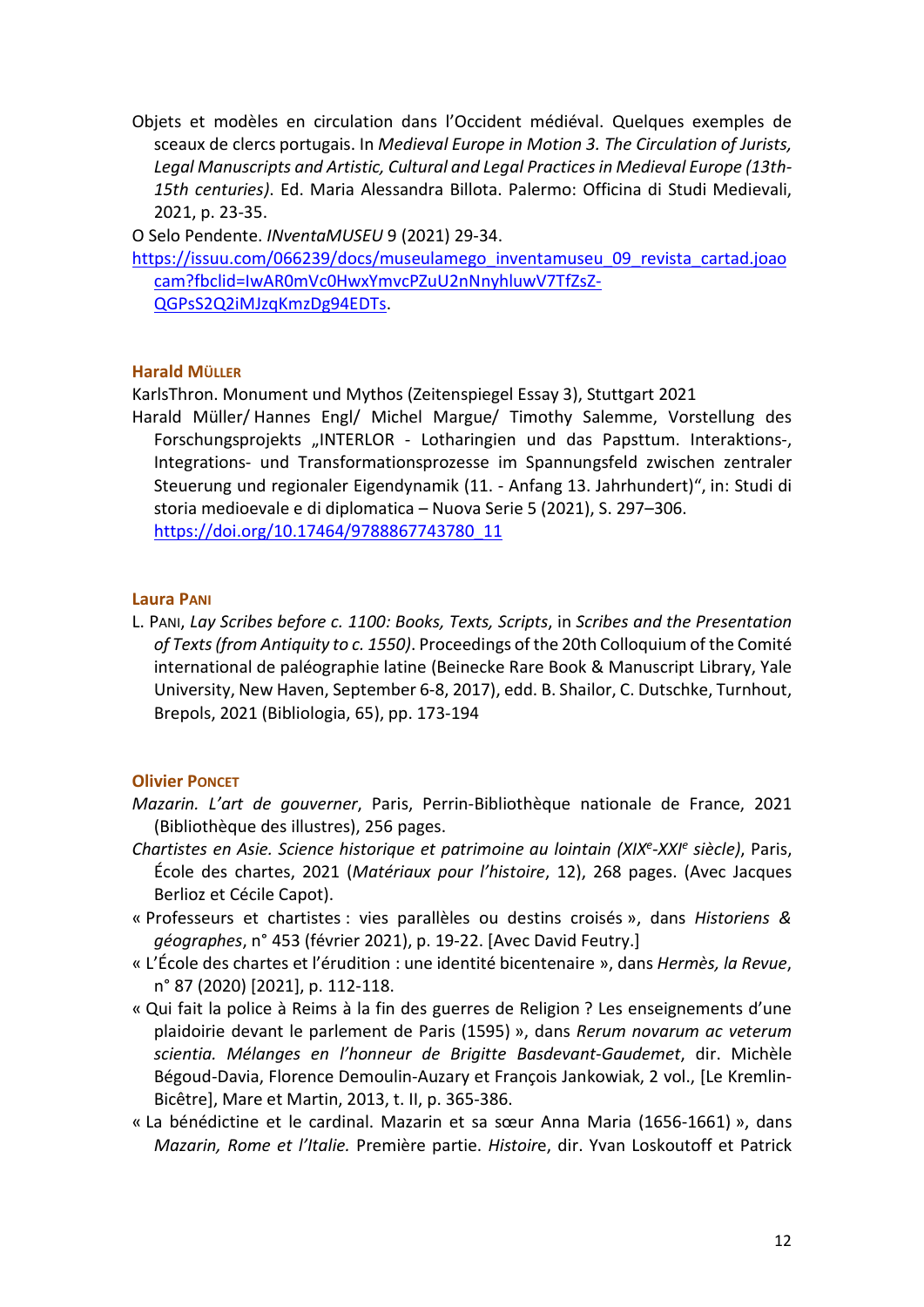Objets et modèles en circulation dans l'Occident médiéval. Quelques exemples de sceaux de clercs portugais. In *Medieval Europe in Motion 3. The Circulation of Jurists, Legal Manuscripts and Artistic, Cultural and Legal Practices in Medieval Europe (13th-15th centuries)*. Ed. Maria Alessandra Billota. Palermo: Officina di Studi Medievali, 2021, p. 23-35.

O Selo Pendente. *INventaMUSEU* 9 (2021) 29-34.

https://issuu.com/066239/docs/museulamego_inventamuseu_09_revista_cartad.joaocam?fbclid=IwAR0mVc0HwxYmvcPZuU2nNnyhluwV7TfZsZ-QGPsS2Q2iMJzqKmzDg94EDTs.

### Harald Müller

KarlsThron. Monument und Mythos (Zeitenspiegel Essay 3), Stuttgart 2021

Harald Müller/ Hannes Engl/ Michel Margue/ Timothy Salemme, Vorstellung des Forschungsprojekts „INTERLOR - Lotharingien und das Papsttum. Interaktions-, Integrations- und Transformationsprozesse im Spannungsfeld zwischen zentraler Steuerung und regionaler Eigendynamik (11. - Anfang 13. Jahrhundert)", in: Studi di storia medioevale e di diplomatica – Nuova Serie 5 (2021), S. 297–306. https://doi.org/10.17464/9788867743780_11

### Laura Pani

L. Pani, *Lay Scribes before c. 1100: Books, Texts, Scripts*, in *Scribes and the Presentation of Texts (from Antiquity to c. 1550)*. Proceedings of the 20th Colloquium of the Comité international de paléographie latine (Beinecke Rare Book & Manuscript Library, Yale University, New Haven, September 6-8, 2017), edd. B. Shailor, C. Dutschke, Turnhout, Brepols, 2021 (Bibliologia, 65), pp. 173-194

### Olivier Poncet

*Mazarin. L'art de gouverner*, Paris, Perrin-Bibliothèque nationale de France, 2021 (Bibliothèque des illustres), 256 pages.

*Chartistes en Asie. Science historique et patrimoine au lointain (XIX^e-XXI^e siècle)*, Paris, École des chartes, 2021 (*Matériaux pour l'histoire*, 12), 268 pages. (Avec Jacques Berlioz et Cécile Capot).

« Professeurs et chartistes : vies parallèles ou destins croisés », dans *Historiens & géographes*, n° 453 (février 2021), p. 19-22. [Avec David Feutry.]

« L'École des chartes et l'érudition : une identité bicentenaire », dans *Hermès, la Revue*, n° 87 (2020) [2021], p. 112-118.

« Qui fait la police à Reims à la fin des guerres de Religion ? Les enseignements d'une plaidoirie devant le parlement de Paris (1595) », dans *Rerum novarum ac veterum scientia. Mélanges en l'honneur de Brigitte Basdevant-Gaudemet*, dir. Michèle Bégoud-Davia, Florence Demoulin-Auzary et François Jankowiak, 2 vol., [Le Kremlin-Bicêtre], Mare et Martin, 2013, t. II, p. 365-386.

« La bénédictine et le cardinal. Mazarin et sa sœur Anna Maria (1656-1661) », dans *Mazarin, Rome et l'Italie.* Première partie. *Histoire*, dir. Yvan Loskoutoff et Patrick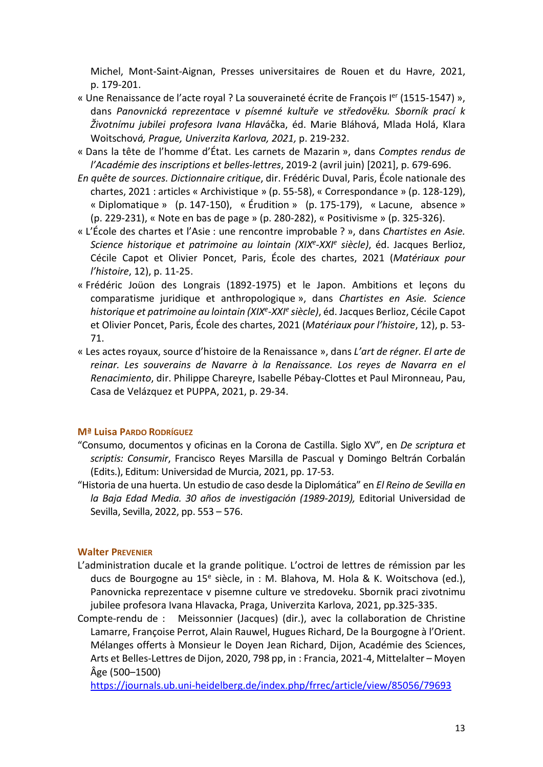Michel, Mont-Saint-Aignan, Presses universitaires de Rouen et du Havre, 2021, p. 179-201.

« Une Renaissance de l'acte royal ? La souveraineté écrite de François I[er] (1515-1547) », dans *Panovnická reprezentace v písemné kultuře ve středověku. Sborník prací k Životnímu jubilei profesora Ivana Hlav*áčka, éd. Marie Bláhová, Mlada Holá, Klara Woitschov*á, Prague, Univerzita Karlova, 2021,* p. 219-232.

« Dans la tête de l'homme d'État. Les carnets de Mazarin », dans *Comptes rendus de l'Académie des inscriptions et belles-lettres*, 2019-2 (avril juin) [2021], p. 679-696.

*En quête de sources. Dictionnaire critique*, dir. Frédéric Duval, Paris, École nationale des chartes, 2021 : articles « Archivistique » (p. 55-58), « Correspondance » (p. 128-129), « Diplomatique » (p. 147-150), « Érudition » (p. 175-179), « Lacune, absence » (p. 229-231), « Note en bas de page » (p. 280-282), « Positivisme » (p. 325-326).

« L'École des chartes et l'Asie : une rencontre improbable ? », dans *Chartistes en Asie. Science historique et patrimoine au lointain (XIX[e]-XXI[e] siècle)*, éd. Jacques Berlioz, Cécile Capot et Olivier Poncet, Paris, École des chartes, 2021 (*Matériaux pour l'histoire*, 12), p. 11-25.

« Frédéric Joüon des Longrais (1892-1975) et le Japon. Ambitions et leçons du comparatisme juridique et anthropologique », dans *Chartistes en Asie. Science historique et patrimoine au lointain (XIX[e]-XXI[e] siècle)*, éd. Jacques Berlioz, Cécile Capot et Olivier Poncet, Paris, École des chartes, 2021 (*Matériaux pour l'histoire*, 12), p. 53-71.

« Les actes royaux, source d'histoire de la Renaissance », dans *L'art de régner. El arte de reinar. Les souverains de Navarre à la Renaissance. Los reyes de Navarra en el Renacimiento*, dir. Philippe Chareyre, Isabelle Pébay-Clottes et Paul Mironneau, Pau, Casa de Velázquez et PUPPA, 2021, p. 29-34.

#### Mª Luisa Pardo Rodríguez

"Consumo, documentos y oficinas en la Corona de Castilla. Siglo XV", en *De scriptura et scriptis: Consumir*, Francisco Reyes Marsilla de Pascual y Domingo Beltrán Corbalán (Edits.), Editum: Universidad de Murcia, 2021, pp. 17-53.

"Historia de una huerta. Un estudio de caso desde la Diplomática" en *El Reino de Sevilla en la Baja Edad Media. 30 años de investigación (1989-2019),* Editorial Universidad de Sevilla, Sevilla, 2022, pp. 553 – 576.

#### Walter Prevenier

L'administration ducale et la grande politique. L'octroi de lettres de rémission par les ducs de Bourgogne au 15[e] siècle, in : M. Blahova, M. Hola & K. Woitschova (ed.), Panovnicka reprezentace v pisemne culture ve stredoveku. Sbornik praci zivotnimu jubilee profesora Ivana Hlavacka, Praga, Univerzita Karlova, 2021, pp.325-335.

Compte-rendu de : Meissonnier (Jacques) (dir.), avec la collaboration de Christine Lamarre, Françoise Perrot, Alain Rauwel, Hugues Richard, De la Bourgogne à l'Orient. Mélanges offerts à Monsieur le Doyen Jean Richard, Dijon, Académie des Sciences, Arts et Belles-Lettres de Dijon, 2020, 798 pp, in : Francia, 2021-4, Mittelalter – Moyen Âge (500–1500) https://journals.ub.uni-heidelberg.de/index.php/frrec/article/view/85056/79693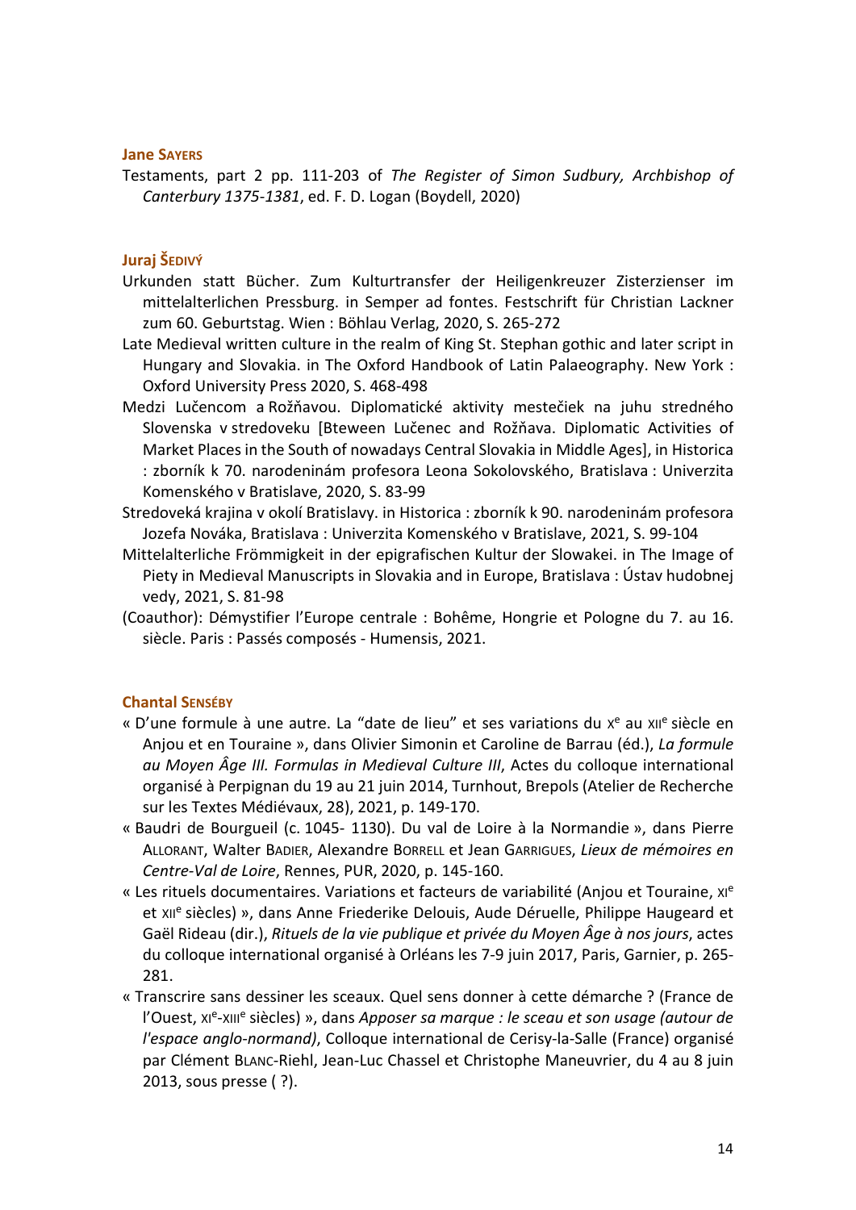### Jane Sayers

Testaments, part 2 pp. 111-203 of *The Register of Simon Sudbury, Archbishop of Canterbury 1375-1381*, ed. F. D. Logan (Boydell, 2020)

### Juraj Šedivý

Urkunden statt Bücher. Zum Kulturtransfer der Heiligenkreuzer Zisterzienser im mittelalterlichen Pressburg. in Semper ad fontes. Festschrift für Christian Lackner zum 60. Geburtstag. Wien : Böhlau Verlag, 2020, S. 265-272

Late Medieval written culture in the realm of King St. Stephan gothic and later script in Hungary and Slovakia. in The Oxford Handbook of Latin Palaeography. New York : Oxford University Press 2020, S. 468-498

Medzi Lučencom a Rožňavou. Diplomatické aktivity mestečiek na juhu stredného Slovenska v stredoveku [Bteween Lučenec and Rožňava. Diplomatic Activities of Market Places in the South of nowadays Central Slovakia in Middle Ages], in Historica : zborník k 70. narodeninám profesora Leona Sokolovského, Bratislava : Univerzita Komenského v Bratislave, 2020, S. 83-99

Stredoveká krajina v okolí Bratislavy. in Historica : zborník k 90. narodeninám profesora Jozefa Nováka, Bratislava : Univerzita Komenského v Bratislave, 2021, S. 99-104

Mittelalterliche Frömmigkeit in der epigrafischen Kultur der Slowakei. in The Image of Piety in Medieval Manuscripts in Slovakia and in Europe, Bratislava : Ústav hudobnej vedy, 2021, S. 81-98

(Coauthor): Démystifier l'Europe centrale : Bohême, Hongrie et Pologne du 7. au 16. siècle. Paris : Passés composés - Humensis, 2021.

### Chantal Senséby

« D'une formule à une autre. La "date de lieu" et ses variations du Xe au XIIe siècle en Anjou et en Touraine », dans Olivier Simonin et Caroline de Barrau (éd.), *La formule au Moyen Âge III. Formulas in Medieval Culture III*, Actes du colloque international organisé à Perpignan du 19 au 21 juin 2014, Turnhout, Brepols (Atelier de Recherche sur les Textes Médiévaux, 28), 2021, p. 149-170.

« Baudri de Bourgueil (c. 1045- 1130). Du val de Loire à la Normandie », dans Pierre Allorant, Walter Badier, Alexandre Borrell et Jean Garrigues, *Lieux de mémoires en Centre-Val de Loire*, Rennes, PUR, 2020, p. 145-160.

« Les rituels documentaires. Variations et facteurs de variabilité (Anjou et Touraine, XIe et XIIe siècles) », dans Anne Friederike Delouis, Aude Déruelle, Philippe Haugeard et Gaël Rideau (dir.), *Rituels de la vie publique et privée du Moyen Âge à nos jours*, actes du colloque international organisé à Orléans les 7-9 juin 2017, Paris, Garnier, p. 265-281.

« Transcrire sans dessiner les sceaux. Quel sens donner à cette démarche ? (France de l'Ouest, XIe-XIIIe siècles) », dans *Apposer sa marque : le sceau et son usage (autour de l'espace anglo-normand)*, Colloque international de Cerisy-la-Salle (France) organisé par Clément Blanc-Riehl, Jean-Luc Chassel et Christophe Maneuvrier, du 4 au 8 juin 2013, sous presse ( ?).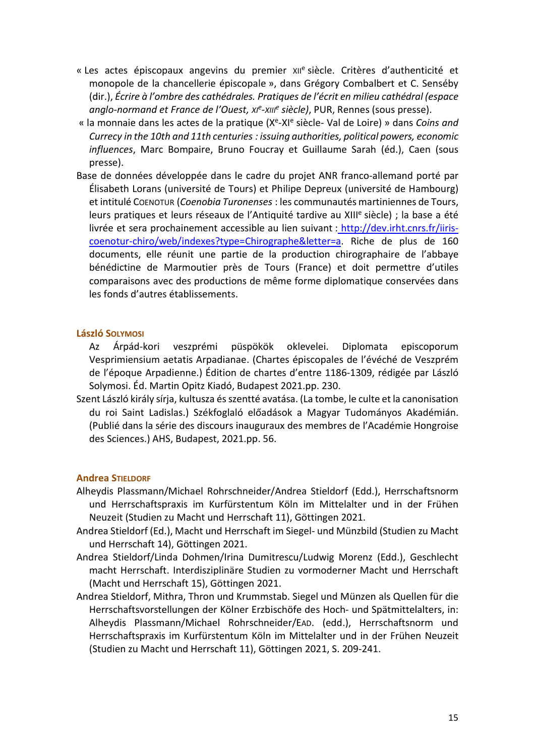« Les actes épiscopaux angevins du premier XII[e] siècle. Critères d'authenticité et monopole de la chancellerie épiscopale », dans Grégory Combalbert et C. Senséby (dir.), *Écrire à l'ombre des cathédrales. Pratiques de l'écrit en milieu cathédral (espace anglo-normand et France de l'Ouest, XI[e]-XIII[e] siècle)*, PUR, Rennes (sous presse).

« la monnaie dans les actes de la pratique (X[e]-XI[e] siècle- Val de Loire) » dans *Coins and Currecy in the 10th and 11th centuries : issuing authorities, political powers, economic influences*, Marc Bompaire, Bruno Foucray et Guillaume Sarah (éd.), Caen (sous presse).

Base de données développée dans le cadre du projet ANR franco-allemand porté par Élisabeth Lorans (université de Tours) et Philipe Depreux (université de Hambourg) et intitulé COENOTUR (*Coenobia Turonenses* : les communautés martiniennes de Tours, leurs pratiques et leurs réseaux de l'Antiquité tardive au XIII[e] siècle) ; la base a été livrée et sera prochainement accessible au lien suivant : http://dev.irht.cnrs.fr/iiris-coenotur-chiro/web/indexes?type=Chirographe&letter=a. Riche de plus de 160 documents, elle réunit une partie de la production chirographaire de l'abbaye bénédictine de Marmoutier près de Tours (France) et doit permettre d'utiles comparaisons avec des productions de même forme diplomatique conservées dans les fonds d'autres établissements.

### László Solymosi

Az Árpád-kori veszprémi püspökök oklevelei. Diplomata episcoporum Vesprimiensium aetatis Arpadianae. (Chartes épiscopales de l'évéché de Veszprém de l'époque Arpadienne.) Édition de chartes d'entre 1186-1309, rédigée par László Solymosi. Éd. Martin Opitz Kiadó, Budapest 2021.pp. 230.

Szent László király sírja, kultusza és szentté avatása. (La tombe, le culte et la canonisation du roi Saint Ladislas.) Székfoglaló előadások a Magyar Tudományos Akadémián. (Publié dans la série des discours inauguraux des membres de l'Académie Hongroise des Sciences.) AHS, Budapest, 2021.pp. 56.

### Andrea Stieldorf

Alheydis Plassmann/Michael Rohrschneider/Andrea Stieldorf (Edd.), Herrschaftsnorm und Herrschaftspraxis im Kurfürstentum Köln im Mittelalter und in der Frühen Neuzeit (Studien zu Macht und Herrschaft 11), Göttingen 2021.

Andrea Stieldorf (Ed.), Macht und Herrschaft im Siegel- und Münzbild (Studien zu Macht und Herrschaft 14), Göttingen 2021.

Andrea Stieldorf/Linda Dohmen/Irina Dumitrescu/Ludwig Morenz (Edd.), Geschlecht macht Herrschaft. Interdisziplinäre Studien zu vormoderner Macht und Herrschaft (Macht und Herrschaft 15), Göttingen 2021.

Andrea Stieldorf, Mithra, Thron und Krummstab. Siegel und Münzen als Quellen für die Herrschaftsvorstellungen der Kölner Erzbischöfe des Hoch- und Spätmittelalters, in: Alheydis Plassmann/Michael Rohrschneider/EAD. (edd.), Herrschaftsnorm und Herrschaftspraxis im Kurfürstentum Köln im Mittelalter und in der Frühen Neuzeit (Studien zu Macht und Herrschaft 11), Göttingen 2021, S. 209-241.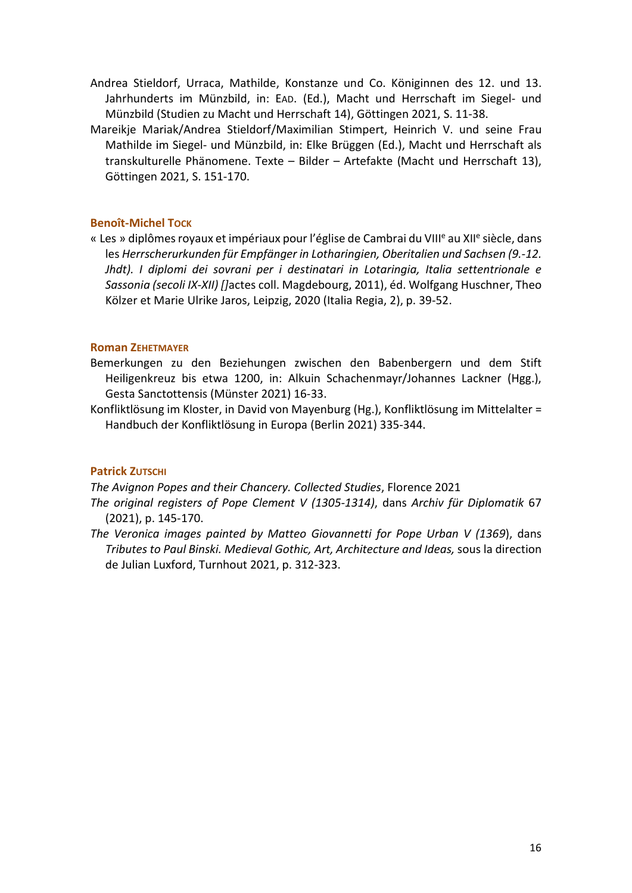Andrea Stieldorf, Urraca, Mathilde, Konstanze und Co. Königinnen des 12. und 13. Jahrhunderts im Münzbild, in: EAD. (Ed.), Macht und Herrschaft im Siegel- und Münzbild (Studien zu Macht und Herrschaft 14), Göttingen 2021, S. 11-38.

Mareikje Mariak/Andrea Stieldorf/Maximilian Stimpert, Heinrich V. und seine Frau Mathilde im Siegel- und Münzbild, in: Elke Brüggen (Ed.), Macht und Herrschaft als transkulturelle Phänomene. Texte – Bilder – Artefakte (Macht und Herrschaft 13), Göttingen 2021, S. 151-170.

### Benoît-Michel Tock

« Les » diplômes royaux et impériaux pour l'église de Cambrai du VIII[e] au XII[e] siècle, dans les *Herrscherurkunden für Empfänger in Lotharingien, Oberitalien und Sachsen (9.-12. Jhdt). I diplomi dei sovrani per i destinatari in Lotaringia, Italia settentrionale e Sassonia (secoli IX-XII) []*actes coll. Magdebourg, 2011), éd. Wolfgang Huschner, Theo Kölzer et Marie Ulrike Jaros, Leipzig, 2020 (Italia Regia, 2), p. 39-52.

### Roman Zehetmayer

Bemerkungen zu den Beziehungen zwischen den Babenbergern und dem Stift Heiligenkreuz bis etwa 1200, in: Alkuin Schachenmayr/Johannes Lackner (Hgg.), Gesta Sanctottensis (Münster 2021) 16-33.

Konfliktlösung im Kloster, in David von Mayenburg (Hg.), Konfliktlösung im Mittelalter = Handbuch der Konfliktlösung in Europa (Berlin 2021) 335-344.

### Patrick Zutschi

*The Avignon Popes and their Chancery. Collected Studies*, Florence 2021

*The original registers of Pope Clement V (1305-1314)*, dans *Archiv für Diplomatik* 67 (2021), p. 145-170.

*The Veronica images painted by Matteo Giovannetti for Pope Urban V (1369*), dans *Tributes to Paul Binski. Medieval Gothic, Art, Architecture and Ideas,* sous la direction de Julian Luxford, Turnhout 2021, p. 312-323.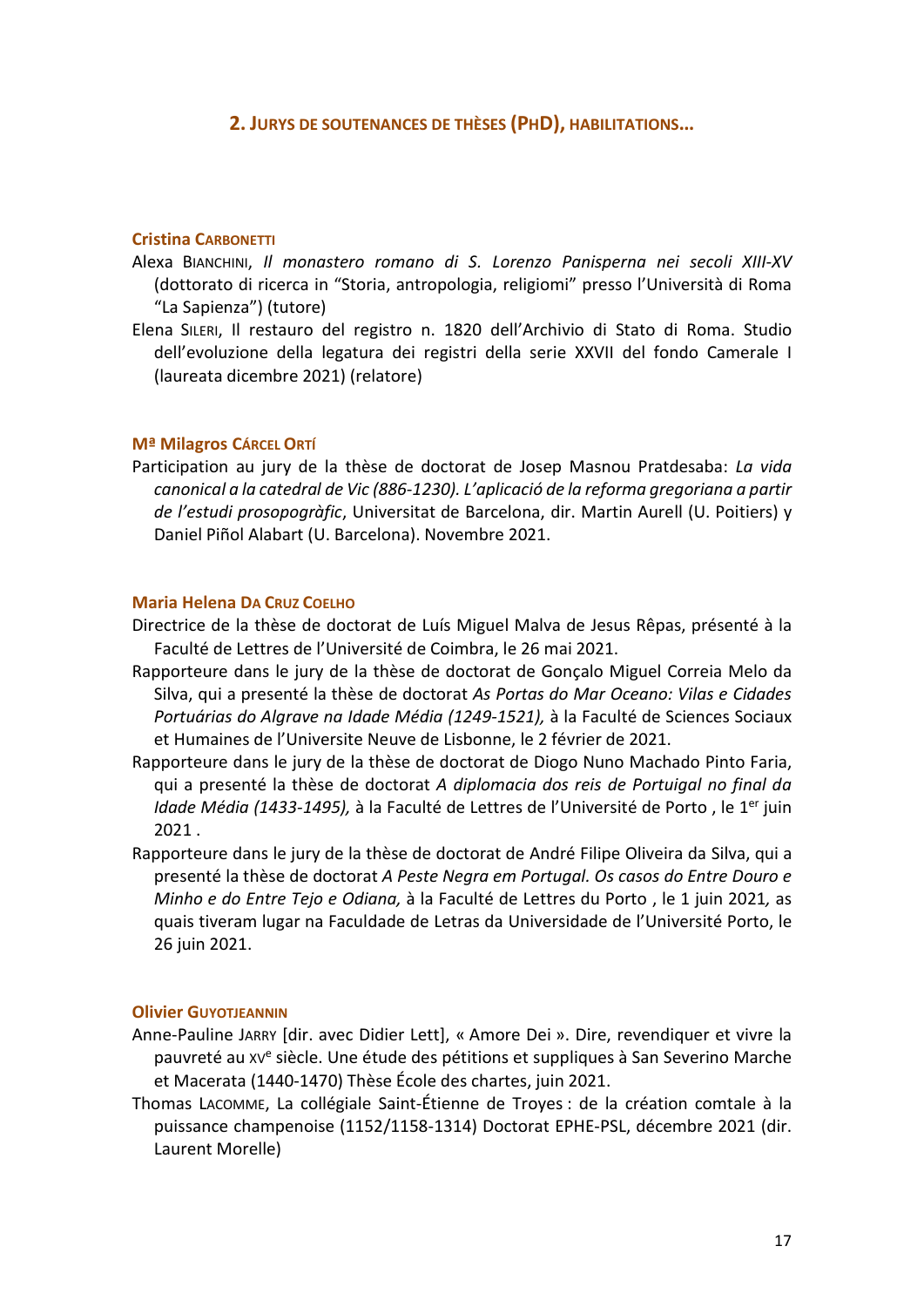## 2. Jurys de soutenances de thèses (PhD), habilitations...

### Cristina Carbonetti

Alexa Bianchini, *Il monastero romano di S. Lorenzo Panisperna nei secoli XIII-XV* (dottorato di ricerca in “Storia, antropologia, religiomi” presso l’Università di Roma “La Sapienza”) (tutore)

Elena Sileri, Il restauro del registro n. 1820 dell’Archivio di Stato di Roma. Studio dell’evoluzione della legatura dei registri della serie XXVII del fondo Camerale I (laureata dicembre 2021) (relatore)

### Mª Milagros Cárcel Ortí

Participation au jury de la thèse de doctorat de Josep Masnou Pratdesaba: *La vida canonical a la catedral de Vic (886-1230). L’aplicació de la reforma gregoriana a partir de l’estudi prosopogràfic*, Universitat de Barcelona, dir. Martin Aurell (U. Poitiers) y Daniel Piñol Alabart (U. Barcelona). Novembre 2021.

### Maria Helena da Cruz Coelho

Directrice de la thèse de doctorat de Luís Miguel Malva de Jesus Rêpas, présenté à la Faculté de Lettres de l’Université de Coimbra, le 26 mai 2021.

Rapporteure dans le jury de la thèse de doctorat de Gonçalo Miguel Correia Melo da Silva, qui a presenté la thèse de doctorat *As Portas do Mar Oceano: Vilas e Cidades Portuárias do Algrave na Idade Média (1249-1521),* à la Faculté de Sciences Sociaux et Humaines de l’Universite Neuve de Lisbonne, le 2 février de 2021.

Rapporteure dans le jury de la thèse de doctorat de Diogo Nuno Machado Pinto Faria, qui a presenté la thèse de doctorat *A diplomacia dos reis de Portugal no final da Idade Média (1433-1495),* à la Faculté de Lettres de l’Université de Porto , le 1er juin 2021 .

Rapporteure dans le jury de la thèse de doctorat de André Filipe Oliveira da Silva, qui a presenté la thèse de doctorat *A Peste Negra em Portugal. Os casos do Entre Douro e Minho e do Entre Tejo e Odiana,* à la Faculté de Lettres du Porto , le 1 juin 2021*,* as quais tiveram lugar na Faculdade de Letras da Universidade de l’Université Porto, le 26 juin 2021.

### Olivier Guyotjeannin

Anne-Pauline Jarry [dir. avec Didier Lett], « Amore Dei ». Dire, revendiquer et vivre la pauvreté au XVe siècle. Une étude des pétitions et suppliques à San Severino Marche et Macerata (1440-1470) Thèse École des chartes, juin 2021.

Thomas Lacomme, La collégiale Saint-Étienne de Troyes : de la création comtale à la puissance champenoise (1152/1158-1314) Doctorat EPHE-PSL, décembre 2021 (dir. Laurent Morelle)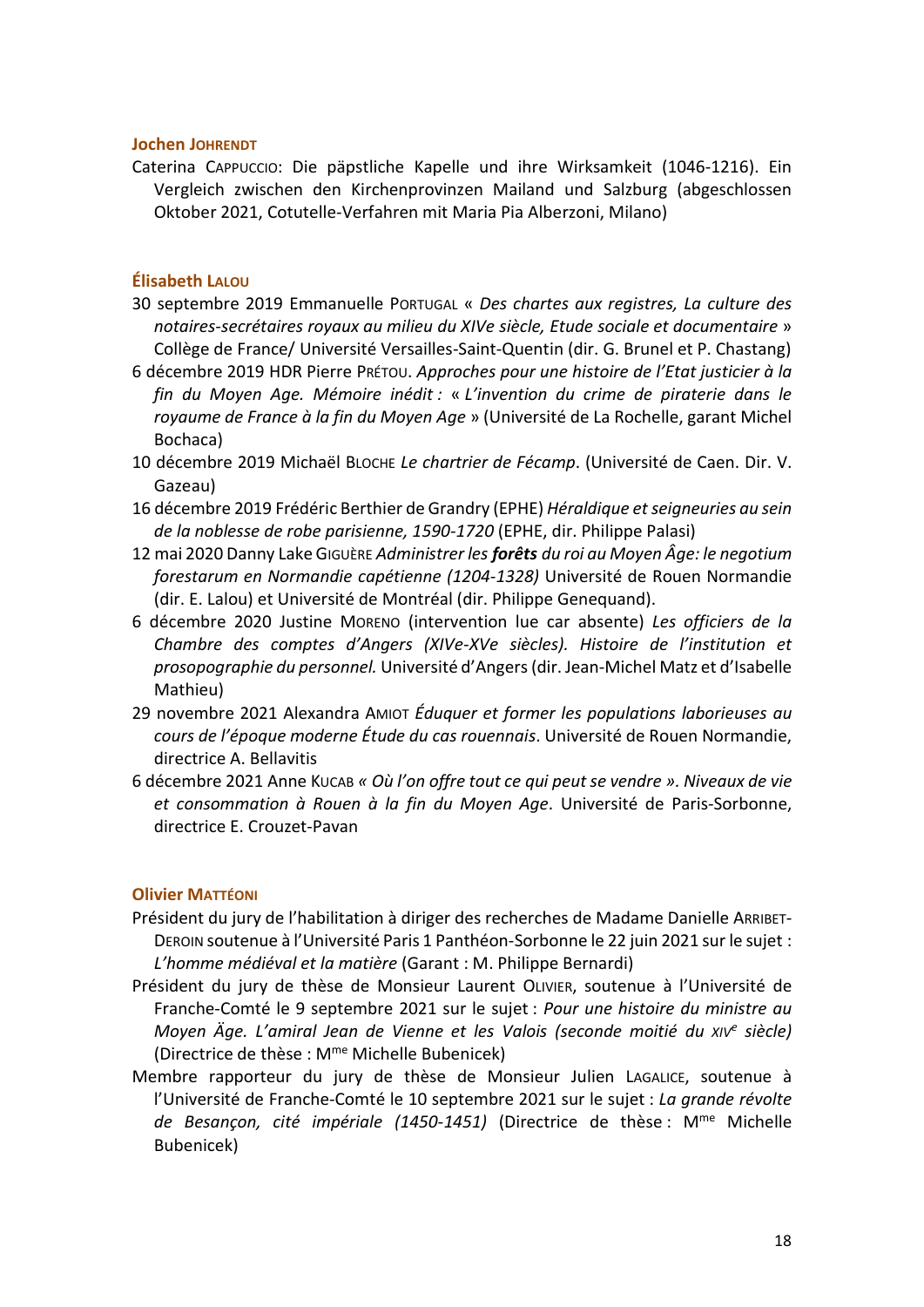### Jochen Johrendt

Caterina Cappuccio: Die päpstliche Kapelle und ihre Wirksamkeit (1046-1216). Ein Vergleich zwischen den Kirchenprovinzen Mailand und Salzburg (abgeschlossen Oktober 2021, Cotutelle-Verfahren mit Maria Pia Alberzoni, Milano)

### Élisabeth Lalou

30 septembre 2019 Emmanuelle Portugal « *Des chartes aux registres, La culture des notaires-secrétaires royaux au milieu du XIVe siècle, Etude sociale et documentaire* » Collège de France/ Université Versailles-Saint-Quentin (dir. G. Brunel et P. Chastang)

6 décembre 2019 HDR Pierre Prétou. *Approches pour une histoire de l'Etat justicier à la fin du Moyen Age. Mémoire inédit :* « *L'invention du crime de piraterie dans le royaume de France à la fin du Moyen Age* » (Université de La Rochelle, garant Michel Bochaca)

10 décembre 2019 Michaël Bloche *Le chartrier de Fécamp*. (Université de Caen. Dir. V. Gazeau)

16 décembre 2019 Frédéric Berthier de Grandry (EPHE) *Héraldique et seigneuries au sein de la noblesse de robe parisienne, 1590-1720* (EPHE, dir. Philippe Palasi)

12 mai 2020 Danny Lake Giguère *Administrer les* ***forêts*** *du roi au Moyen Âge: le negotium forestarum en Normandie capétienne (1204-1328)* Université de Rouen Normandie (dir. E. Lalou) et Université de Montréal (dir. Philippe Genequand).

6 décembre 2020 Justine Moreno (intervention lue car absente) *Les officiers de la Chambre des comptes d'Angers (XIVe-XVe siècles). Histoire de l'institution et prosopographie du personnel.* Université d'Angers (dir. Jean-Michel Matz et d'Isabelle Mathieu)

29 novembre 2021 Alexandra Amiot *Éduquer et former les populations laborieuses au cours de l'époque moderne Étude du cas rouennais*. Université de Rouen Normandie, directrice A. Bellavitis

6 décembre 2021 Anne Kucab *« Où l'on offre tout ce qui peut se vendre ». Niveaux de vie et consommation à Rouen à la fin du Moyen Age*. Université de Paris-Sorbonne, directrice E. Crouzet-Pavan

### Olivier Mattéoni

Président du jury de l'habilitation à diriger des recherches de Madame Danielle Arribet-Deroin soutenue à l'Université Paris 1 Panthéon-Sorbonne le 22 juin 2021 sur le sujet : *L'homme médiéval et la matière* (Garant : M. Philippe Bernardi)

Président du jury de thèse de Monsieur Laurent Olivier, soutenue à l'Université de Franche-Comté le 9 septembre 2021 sur le sujet : *Pour une histoire du ministre au Moyen Äge. L'amiral Jean de Vienne et les Valois (seconde moitié du XIVe siècle)* (Directrice de thèse : Mme Michelle Bubenicek)

Membre rapporteur du jury de thèse de Monsieur Julien Lagalice, soutenue à l'Université de Franche-Comté le 10 septembre 2021 sur le sujet : *La grande révolte de Besançon, cité impériale (1450-1451)* (Directrice de thèse : Mme Michelle Bubenicek)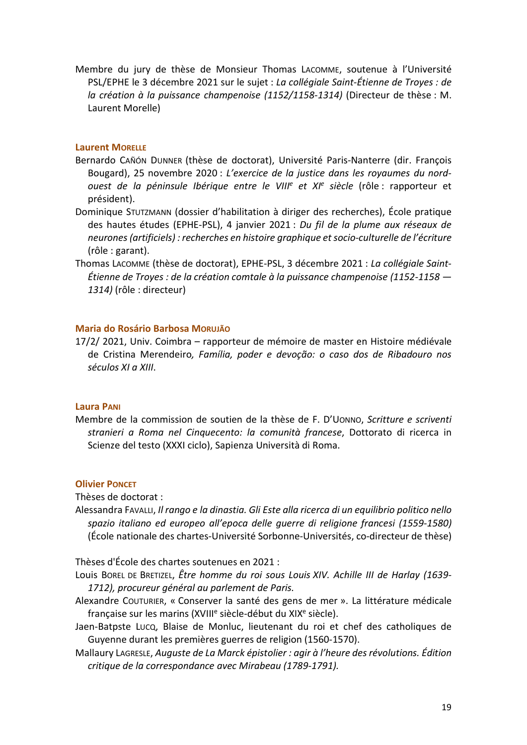Membre du jury de thèse de Monsieur Thomas Lacomme, soutenue à l'Université PSL/EPHE le 3 décembre 2021 sur le sujet : *La collégiale Saint-Étienne de Troyes : de la création à la puissance champenoise (1152/1158-1314)* (Directeur de thèse : M. Laurent Morelle)

### Laurent Morelle

Bernardo Cañón Dunner (thèse de doctorat), Université Paris-Nanterre (dir. François Bougard), 25 novembre 2020 : *L'exercice de la justice dans les royaumes du nord-ouest de la péninsule Ibérique entre le VIII^e et XI^e siècle* (rôle : rapporteur et président).

Dominique Stutzmann (dossier d'habilitation à diriger des recherches), École pratique des hautes études (EPHE-PSL), 4 janvier 2021 : *Du fil de la plume aux réseaux de neurones (artificiels) : recherches en histoire graphique et socio-culturelle de l'écriture* (rôle : garant).

Thomas Lacomme (thèse de doctorat), EPHE-PSL, 3 décembre 2021 : *La collégiale Saint-Étienne de Troyes : de la création comtale à la puissance champenoise (1152-1158 — 1314)* (rôle : directeur)

### Maria do Rosário Barbosa Morujão

17/2/ 2021, Univ. Coimbra – rapporteur de mémoire de master en Histoire médiévale de Cristina Merendeiro*, Família, poder e devoção: o caso dos de Ribadouro nos séculos XI a XIII*.

### Laura Pani

Membre de la commission de soutien de la thèse de F. D'Uonno, *Scritture e scriventi stranieri a Roma nel Cinquecento: la comunità francese*, Dottorato di ricerca in Scienze del testo (XXXI ciclo), Sapienza Università di Roma.

### Olivier Poncet

Thèses de doctorat :

Alessandra Favalli, *Il rango e la dinastia. Gli Este alla ricerca di un equilibrio politico nello spazio italiano ed europeo all'epoca delle guerre di religione francesi (1559-1580)* (École nationale des chartes-Université Sorbonne-Universités, co-directeur de thèse)

Thèses d'École des chartes soutenues en 2021 :

Louis Borel de Bretizel, *Être homme du roi sous Louis XIV. Achille III de Harlay (1639-1712), procureur général au parlement de Paris.*

Alexandre Couturier, « Conserver la santé des gens de mer ». La littérature médicale française sur les marins (XVIII^e siècle-début du XIX^e siècle).

Jaen-Batpste Lucq, Blaise de Monluc, lieutenant du roi et chef des catholiques de Guyenne durant les premières guerres de religion (1560-1570).

Mallaury Lagresle, *Auguste de La Marck épistolier : agir à l'heure des révolutions. Édition critique de la correspondance avec Mirabeau (1789-1791).*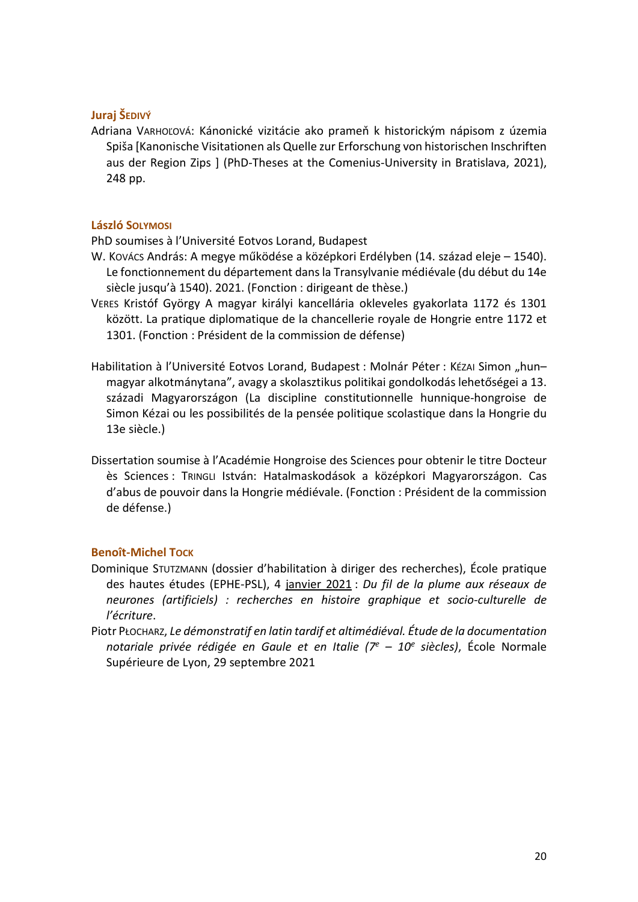### Juraj Šedivý

Adriana Varhoľová: Kánonické vizitácie ako prameň k historickým nápisom z územia Spiša [Kanonische Visitationen als Quelle zur Erforschung von historischen Inschriften aus der Region Zips ] (PhD-Theses at the Comenius-University in Bratislava, 2021), 248 pp.

### László Solymosi

PhD soumises à l'Université Eotvos Lorand, Budapest

W. Kovács András: A megye működése a középkori Erdélyben (14. század eleje – 1540). Le fonctionnement du département dans la Transylvanie médiévale (du début du 14e siècle jusqu'à 1540). 2021. (Fonction : dirigeant de thèse.)

Veres Kristóf György A magyar királyi kancellária okleveles gyakorlata 1172 és 1301 között. La pratique diplomatique de la chancellerie royale de Hongrie entre 1172 et 1301. (Fonction : Président de la commission de défense)

Habilitation à l'Université Eotvos Lorand, Budapest : Molnár Péter : Kézai Simon „hun–magyar alkotmánytana", avagy a skolasztikus politikai gondolkodás lehetőségei a 13. századi Magyarországon (La discipline constitutionnelle hunnique-hongroise de Simon Kézai ou les possibilités de la pensée politique scolastique dans la Hongrie du 13e siècle.)

Dissertation soumise à l'Académie Hongroise des Sciences pour obtenir le titre Docteur ès Sciences : Tringli István: Hatalmaskodások a középkori Magyarországon. Cas d'abus de pouvoir dans la Hongrie médiévale. (Fonction : Président de la commission de défense.)

### Benoît-Michel Tock

Dominique Stutzmann (dossier d'habilitation à diriger des recherches), École pratique des hautes études (EPHE-PSL), 4 janvier 2021 : *Du fil de la plume aux réseaux de neurones (artificiels) : recherches en histoire graphique et socio-culturelle de l'écriture*.

Piotr Płocharz, *Le démonstratif en latin tardif et altimédiéval. Étude de la documentation notariale privée rédigée en Gaule et en Italie (7e – 10e siècles)*, École Normale Supérieure de Lyon, 29 septembre 2021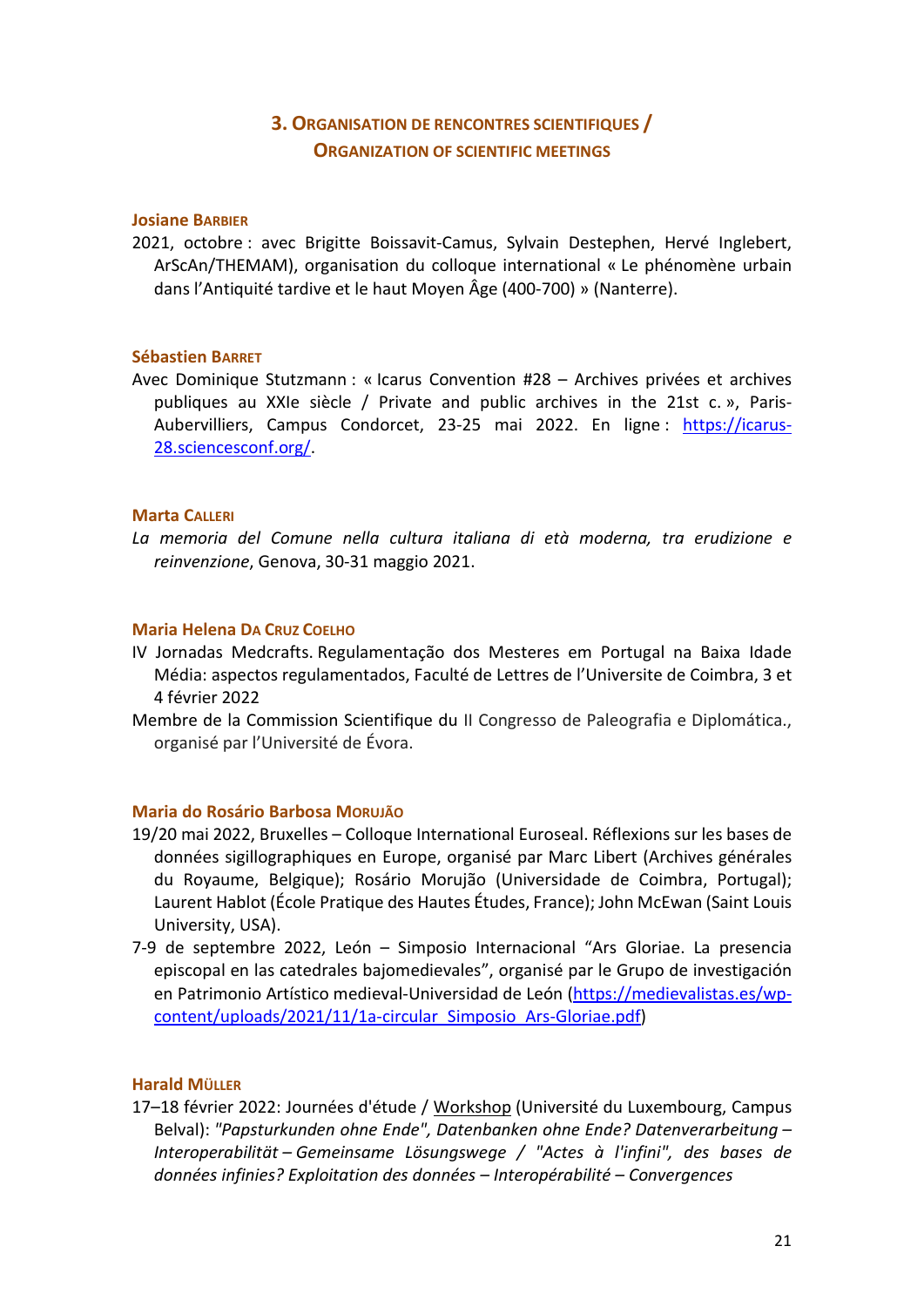## 3. Organisation de rencontres scientifiques / Organization of scientific meetings

### Josiane Barbier

2021, octobre : avec Brigitte Boissavit-Camus, Sylvain Destephen, Hervé Inglebert, ArScAn/THEMAM), organisation du colloque international « Le phénomène urbain dans l'Antiquité tardive et le haut Moyen Âge (400-700) » (Nanterre).

### Sébastien Barret

Avec Dominique Stutzmann : « Icarus Convention #28 – Archives privées et archives publiques au XXIe siècle / Private and public archives in the 21st c. », Paris-Aubervilliers, Campus Condorcet, 23-25 mai 2022. En ligne : https://icarus-28.sciencesconf.org/.

### Marta Calleri

*La memoria del Comune nella cultura italiana di età moderna, tra erudizione e reinvenzione*, Genova, 30-31 maggio 2021.

### Maria Helena da Cruz Coelho

IV Jornadas Medcrafts. Regulamentação dos Mesteres em Portugal na Baixa Idade Média: aspectos regulamentados, Faculté de Lettres de l'Universite de Coimbra, 3 et 4 février 2022

Membre de la Commission Scientifique du II Congresso de Paleografia e Diplomática., organisé par l'Université de Évora.

### Maria do Rosário Barbosa Morujão

19/20 mai 2022, Bruxelles – Colloque International Euroseal. Réflexions sur les bases de données sigillographiques en Europe, organisé par Marc Libert (Archives générales du Royaume, Belgique); Rosário Morujão (Universidade de Coimbra, Portugal); Laurent Hablot (École Pratique des Hautes Études, France); John McEwan (Saint Louis University, USA).

7-9 de septembre 2022, León – Simposio Internacional "Ars Gloriae. La presencia episcopal en las catedrales bajomedievales", organisé par le Grupo de investigación en Patrimonio Artístico medieval-Universidad de León (https://medievalistas.es/wp-content/uploads/2021/11/1a-circular_Simposio_Ars-Gloriae.pdf)

### Harald Müller

17–18 février 2022: Journées d'étude / Workshop (Université du Luxembourg, Campus Belval): *"Papsturkunden ohne Ende", Datenbanken ohne Ende? Datenverarbeitung – Interoperabilität – Gemeinsame Lösungswege / "Actes à l'infini", des bases de données infinies? Exploitation des données – Interopérabilité – Convergences*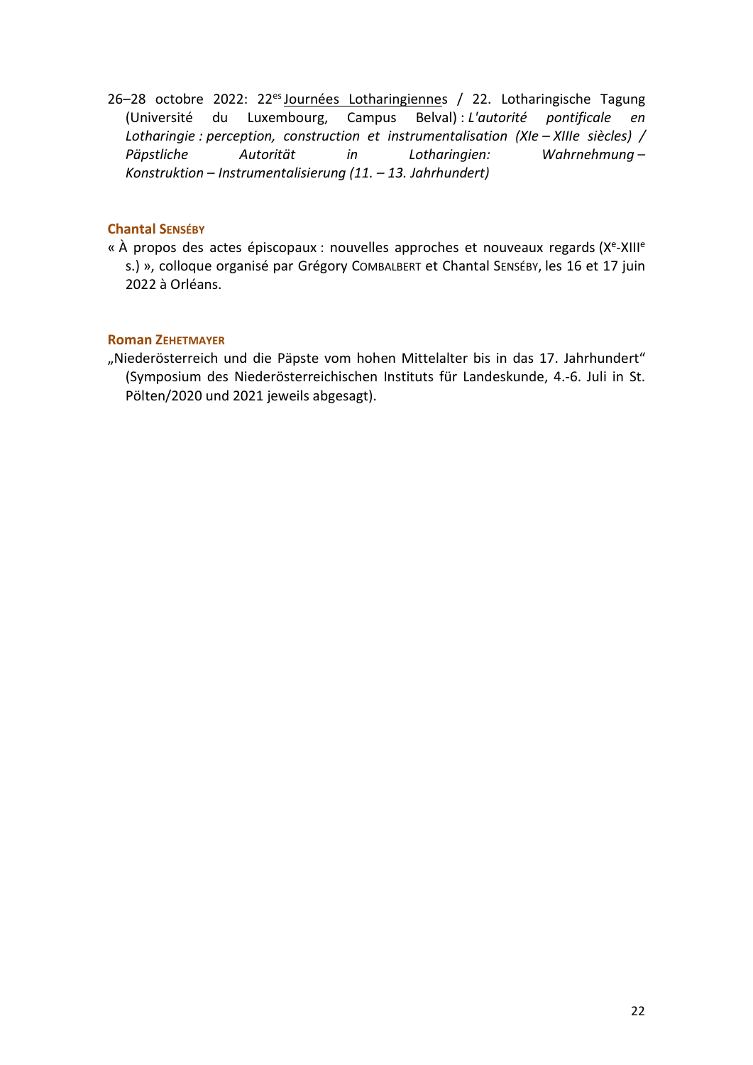26–28 octobre 2022: 22es Journées Lotharingiennes / 22. Lotharingische Tagung (Université du Luxembourg, Campus Belval) : *L'autorité pontificale en Lotharingie : perception, construction et instrumentalisation (XIe – XIIIe siècles) / Päpstliche Autorität in Lotharingien: Wahrnehmung – Konstruktion – Instrumentalisierung (11. – 13. Jahrhundert)*

### Chantal Senséby

« À propos des actes épiscopaux : nouvelles approches et nouveaux regards (Xe-XIIIe s.) », colloque organisé par Grégory Combalbert et Chantal Senséby, les 16 et 17 juin 2022 à Orléans.

### Roman Zehetmayer

„Niederösterreich und die Päpste vom hohen Mittelalter bis in das 17. Jahrhundert" (Symposium des Niederösterreichischen Instituts für Landeskunde, 4.-6. Juli in St. Pölten/2020 und 2021 jeweils abgesagt).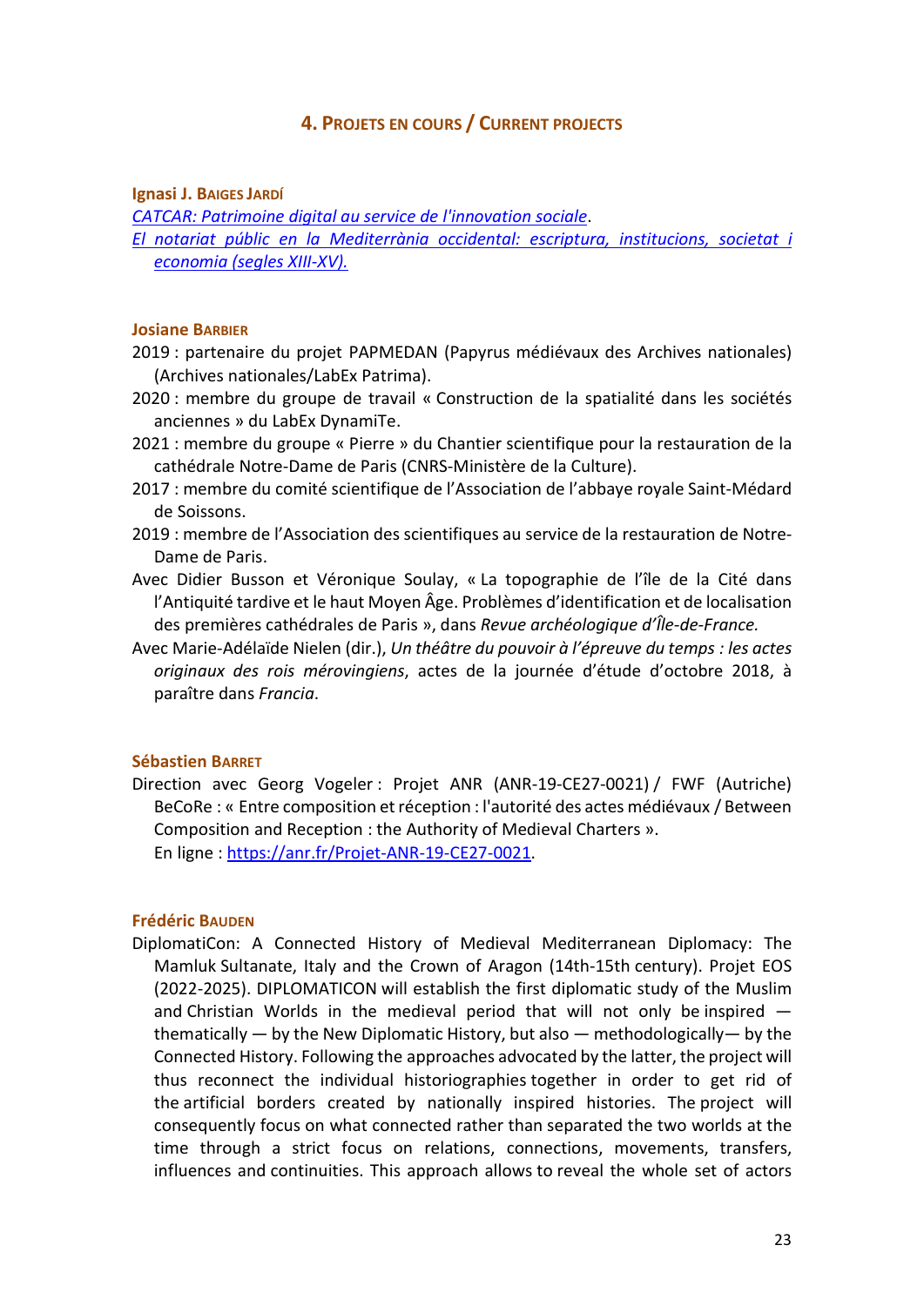## 4. Projets en cours / Current projects

**Ignasi J. Baiges Jardí**

*CATCAR: Patrimoine digital au service de l'innovation sociale*.

*El notariat públic en la Mediterrània occidental: escriptura, institucions, societat i economia (segles XIII-XV).*

**Josiane Barbier**

2019 : partenaire du projet PAPMEDAN (Papyrus médiévaux des Archives nationales) (Archives nationales/LabEx Patrima).

2020 : membre du groupe de travail « Construction de la spatialité dans les sociétés anciennes » du LabEx DynamiTe.

2021 : membre du groupe « Pierre » du Chantier scientifique pour la restauration de la cathédrale Notre-Dame de Paris (CNRS-Ministère de la Culture).

2017 : membre du comité scientifique de l'Association de l'abbaye royale Saint-Médard de Soissons.

2019 : membre de l'Association des scientifiques au service de la restauration de Notre-Dame de Paris.

Avec Didier Busson et Véronique Soulay, « La topographie de l'île de la Cité dans l'Antiquité tardive et le haut Moyen Âge. Problèmes d'identification et de localisation des premières cathédrales de Paris », dans *Revue archéologique d'Île-de-France.*

Avec Marie-Adélaïde Nielen (dir.), *Un théâtre du pouvoir à l'épreuve du temps : les actes originaux des rois mérovingiens*, actes de la journée d'étude d'octobre 2018, à paraître dans *Francia*.

**Sébastien Barret**

Direction avec Georg Vogeler : Projet ANR (ANR-19-CE27-0021) / FWF (Autriche) BeCoRe : « Entre composition et réception : l'autorité des actes médiévaux / Between Composition and Reception : the Authority of Medieval Charters ».
En ligne : https://anr.fr/Projet-ANR-19-CE27-0021.

**Frédéric Bauden**

DiplomatiCon: A Connected History of Medieval Mediterranean Diplomacy: The Mamluk Sultanate, Italy and the Crown of Aragon (14th-15th century). Projet EOS (2022-2025). DIPLOMATICON will establish the first diplomatic study of the Muslim and Christian Worlds in the medieval period that will not only be inspired — thematically — by the New Diplomatic History, but also — methodologically— by the Connected History. Following the approaches advocated by the latter, the project will thus reconnect the individual historiographies together in order to get rid of the artificial borders created by nationally inspired histories. The project will consequently focus on what connected rather than separated the two worlds at the time through a strict focus on relations, connections, movements, transfers, influences and continuities. This approach allows to reveal the whole set of actors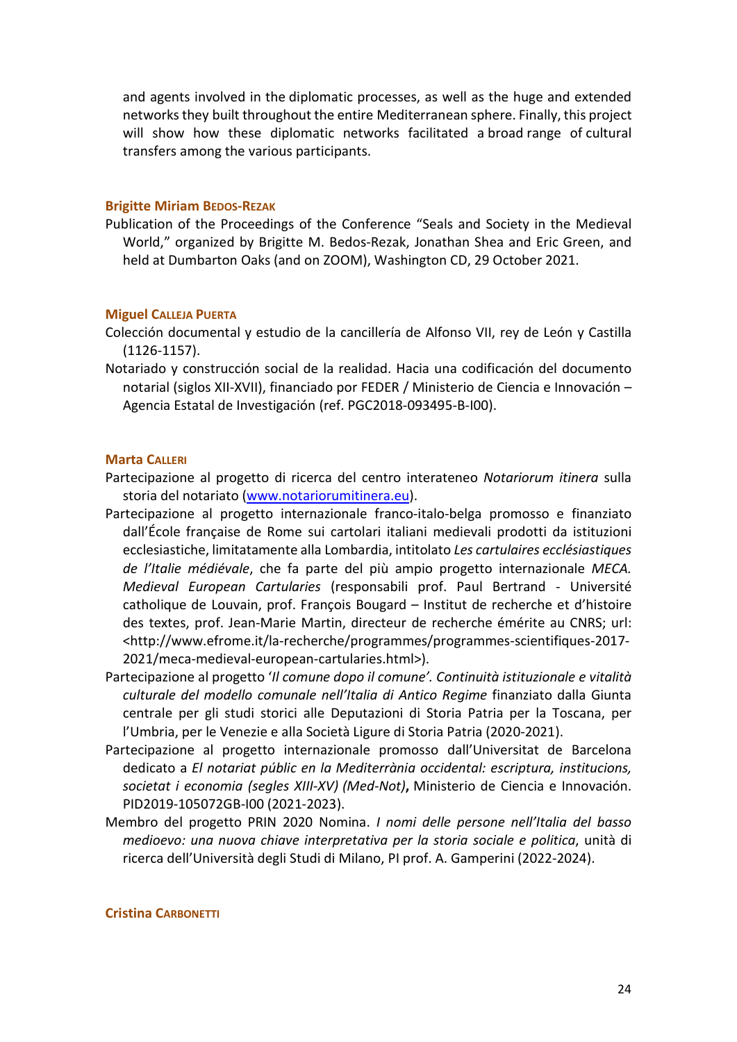and agents involved in the diplomatic processes, as well as the huge and extended networks they built throughout the entire Mediterranean sphere. Finally, this project will show how these diplomatic networks facilitated a broad range of cultural transfers among the various participants.

### Brigitte Miriam Bedos-Rezak

Publication of the Proceedings of the Conference "Seals and Society in the Medieval World," organized by Brigitte M. Bedos-Rezak, Jonathan Shea and Eric Green, and held at Dumbarton Oaks (and on ZOOM), Washington CD, 29 October 2021.

### Miguel Calleja Puerta

Colección documental y estudio de la cancillería de Alfonso VII, rey de León y Castilla (1126-1157).

Notariado y construcción social de la realidad. Hacia una codificación del documento notarial (siglos XII-XVII), financiado por FEDER / Ministerio de Ciencia e Innovación – Agencia Estatal de Investigación (ref. PGC2018-093495-B-I00).

### Marta Calleri

Partecipazione al progetto di ricerca del centro interateneo *Notariorum itinera* sulla storia del notariato (www.notariorumitinera.eu).

Partecipazione al progetto internazionale franco-italo-belga promosso e finanziato dall'École française de Rome sui cartolari italiani medievali prodotti da istituzioni ecclesiastiche, limitatamente alla Lombardia, intitolato *Les cartulaires ecclésiastiques de l'Italie médiévale*, che fa parte del più ampio progetto internazionale *MECA. Medieval European Cartularies* (responsabili prof. Paul Bertrand - Université catholique de Louvain, prof. François Bougard – Institut de recherche et d'histoire des textes, prof. Jean-Marie Martin, directeur de recherche émérite au CNRS; url: <http://www.efrome.it/la-recherche/programmes/programmes-scientifiques-2017-2021/meca-medieval-european-cartularies.html>).

Partecipazione al progetto '*Il comune dopo il comune'. Continuità istituzionale e vitalità culturale del modello comunale nell'Italia di Antico Regime* finanziato dalla Giunta centrale per gli studi storici alle Deputazioni di Storia Patria per la Toscana, per l'Umbria, per le Venezie e alla Società Ligure di Storia Patria (2020-2021).

Partecipazione al progetto internazionale promosso dall'Universitat de Barcelona dedicato a *El notariat públic en la Mediterrània occidental: escriptura, institucions, societat i economia (segles XIII-XV) (Med-Not)***,** Ministerio de Ciencia e Innovación. PID2019-105072GB-I00 (2021-2023).

Membro del progetto PRIN 2020 Nomina. *I nomi delle persone nell'Italia del basso medioevo: una nuova chiave interpretativa per la storia sociale e politica*, unità di ricerca dell'Università degli Studi di Milano, PI prof. A. Gamperini (2022-2024).

### Cristina Carbonetti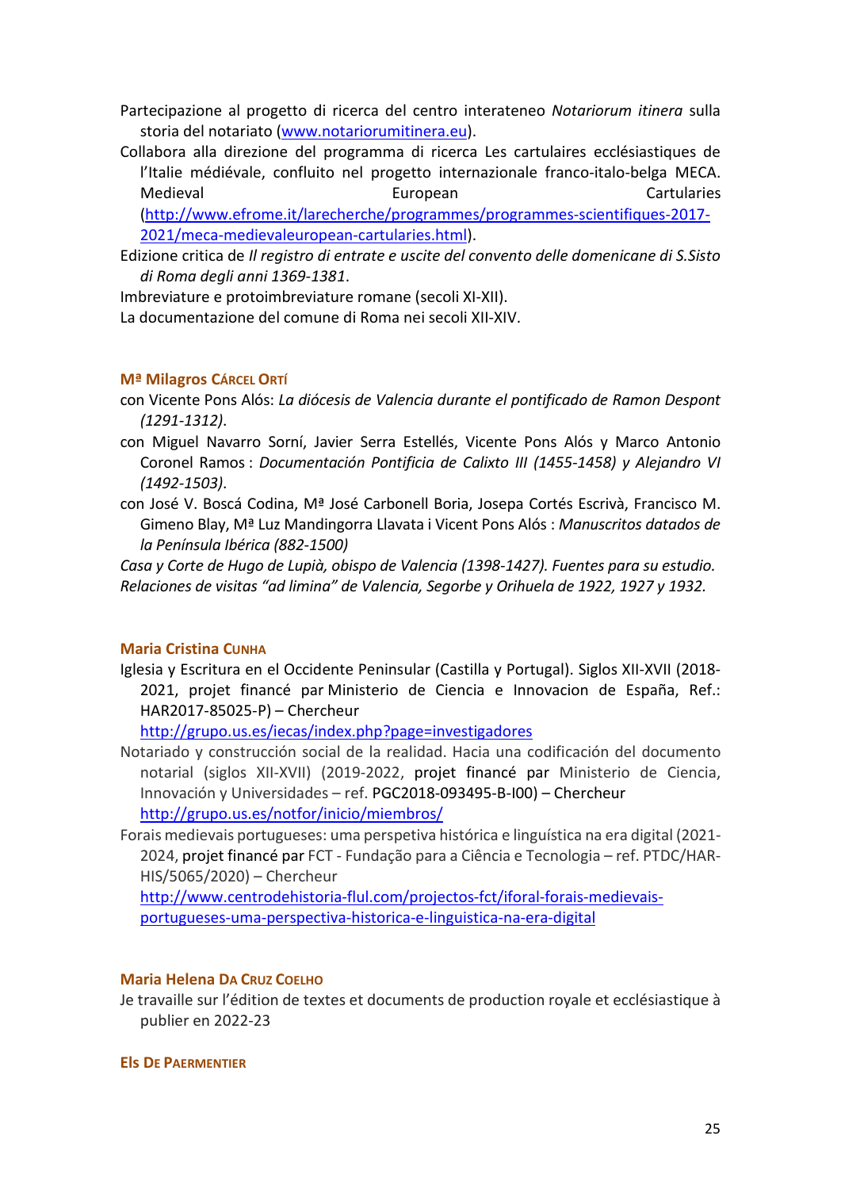Partecipazione al progetto di ricerca del centro interateneo *Notariorum itinera* sulla storia del notariato (www.notariorumitinera.eu).

Collabora alla direzione del programma di ricerca Les cartulaires ecclésiastiques de l'Italie médiévale, confluito nel progetto internazionale franco-italo-belga MECA. Medieval European Cartularies (http://www.efrome.it/larecherche/programmes/programmes-scientifiques-2017-2021/meca-medievaleuropean-cartularies.html).

Edizione critica de *Il registro di entrate e uscite del convento delle domenicane di S.Sisto di Roma degli anni 1369-1381*.

Imbreviature e protoimbreviature romane (secoli XI-XII).

La documentazione del comune di Roma nei secoli XII-XIV.

#### Mª Milagros Cárcel Ortí

con Vicente Pons Alós: *La diócesis de Valencia durante el pontificado de Ramon Despont (1291-1312)*.

con Miguel Navarro Sorní, Javier Serra Estellés, Vicente Pons Alós y Marco Antonio Coronel Ramos : *Documentación Pontificia de Calixto III (1455-1458) y Alejandro VI (1492-1503)*.

con José V. Boscá Codina, Mª José Carbonell Boria, Josepa Cortés Escrivà, Francisco M. Gimeno Blay, Mª Luz Mandingorra Llavata i Vicent Pons Alós : *Manuscritos datados de la Península Ibérica (882-1500)*

*Casa y Corte de Hugo de Lupià, obispo de Valencia (1398-1427). Fuentes para su estudio.*

*Relaciones de visitas "ad limina" de Valencia, Segorbe y Orihuela de 1922, 1927 y 1932.*

#### Maria Cristina Cunha

Iglesia y Escritura en el Occidente Peninsular (Castilla y Portugal). Siglos XII-XVII (2018-2021, projet financé par Ministerio de Ciencia e Innovacion de España, Ref.: HAR2017-85025-P) – Chercheur
http://grupo.us.es/iecas/index.php?page=investigadores

Notariado y construcción social de la realidad. Hacia una codificación del documento notarial (siglos XII-XVII) (2019-2022, projet financé par Ministerio de Ciencia, Innovación y Universidades – ref. PGC2018-093495-B-I00) – Chercheur
http://grupo.us.es/notfor/inicio/miembros/

Forais medievais portugueses: uma perspetiva histórica e linguística na era digital (2021-2024, projet financé par FCT - Fundação para a Ciência e Tecnologia – ref. PTDC/HAR-HIS/5065/2020) – Chercheur
http://www.centrodehistoria-flul.com/projectos-fct/iforal-forais-medievais-portugueses-uma-perspectiva-historica-e-linguistica-na-era-digital

#### Maria Helena Da Cruz Coelho

Je travaille sur l'édition de textes et documents de production royale et ecclésiastique à publier en 2022-23

#### Els De Paermentier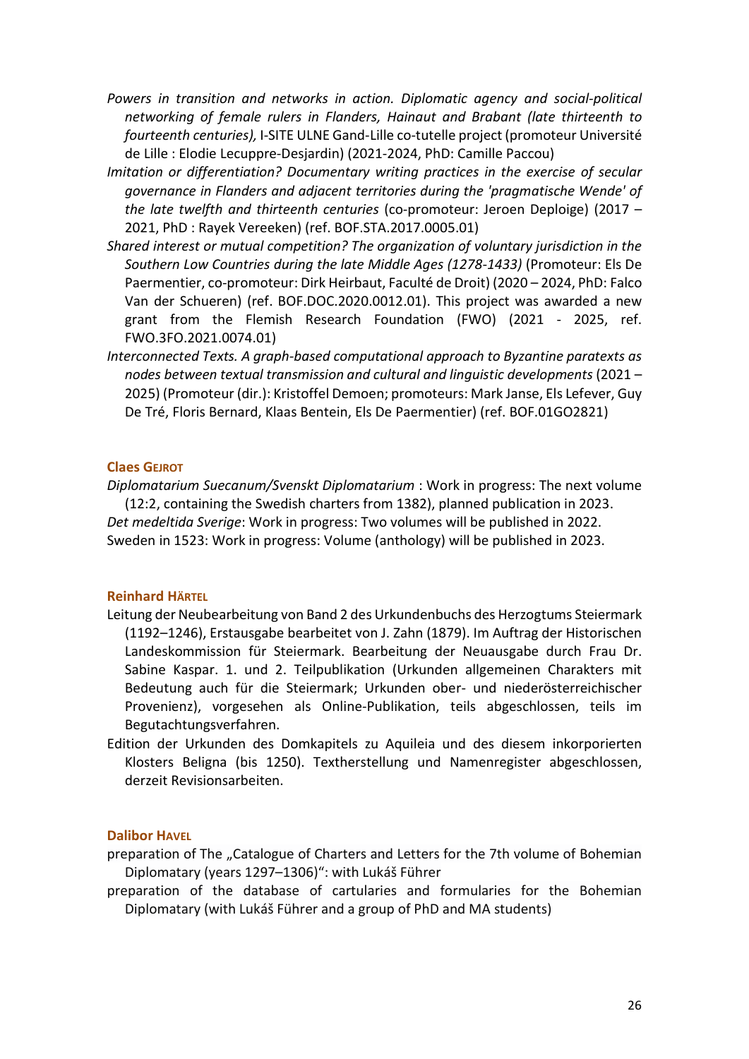*Powers in transition and networks in action. Diplomatic agency and social-political networking of female rulers in Flanders, Hainaut and Brabant (late thirteenth to fourteenth centuries),* I-SITE ULNE Gand-Lille co-tutelle project (promoteur Université de Lille : Elodie Lecuppre-Desjardin) (2021-2024, PhD: Camille Paccou)

*Imitation or differentiation? Documentary writing practices in the exercise of secular governance in Flanders and adjacent territories during the 'pragmatische Wende' of the late twelfth and thirteenth centuries* (co-promoteur: Jeroen Deploige) (2017 – 2021, PhD : Rayek Vereeken) (ref. BOF.STA.2017.0005.01)

*Shared interest or mutual competition? The organization of voluntary jurisdiction in the Southern Low Countries during the late Middle Ages (1278-1433)* (Promoteur: Els De Paermentier, co-promoteur: Dirk Heirbaut, Faculté de Droit) (2020 – 2024, PhD: Falco Van der Schueren) (ref. BOF.DOC.2020.0012.01). This project was awarded a new grant from the Flemish Research Foundation (FWO) (2021 - 2025, ref. FWO.3FO.2021.0074.01)

*Interconnected Texts. A graph-based computational approach to Byzantine paratexts as nodes between textual transmission and cultural and linguistic developments* (2021 – 2025) (Promoteur (dir.): Kristoffel Demoen; promoteurs: Mark Janse, Els Lefever, Guy De Tré, Floris Bernard, Klaas Bentein, Els De Paermentier) (ref. BOF.01GO2821)

### Claes Gejrot

*Diplomatarium Suecanum/Svenskt Diplomatarium* : Work in progress: The next volume (12:2, containing the Swedish charters from 1382), planned publication in 2023.

*Det medeltida Sverige*: Work in progress: Two volumes will be published in 2022.

Sweden in 1523: Work in progress: Volume (anthology) will be published in 2023.

### Reinhard Härtel

Leitung der Neubearbeitung von Band 2 des Urkundenbuchs des Herzogtums Steiermark (1192–1246), Erstausgabe bearbeitet von J. Zahn (1879). Im Auftrag der Historischen Landeskommission für Steiermark. Bearbeitung der Neuausgabe durch Frau Dr. Sabine Kaspar. 1. und 2. Teilpublikation (Urkunden allgemeinen Charakters mit Bedeutung auch für die Steiermark; Urkunden ober- und niederösterreichischer Provenienz), vorgesehen als Online-Publikation, teils abgeschlossen, teils im Begutachtungsverfahren.

Edition der Urkunden des Domkapitels zu Aquileia und des diesem inkorporierten Klosters Beligna (bis 1250). Textherstellung und Namenregister abgeschlossen, derzeit Revisionsarbeiten.

### Dalibor Havel

preparation of The „Catalogue of Charters and Letters for the 7th volume of Bohemian Diplomatary (years 1297–1306)“: with Lukáš Führer

preparation of the database of cartularies and formularies for the Bohemian Diplomatary (with Lukáš Führer and a group of PhD and MA students)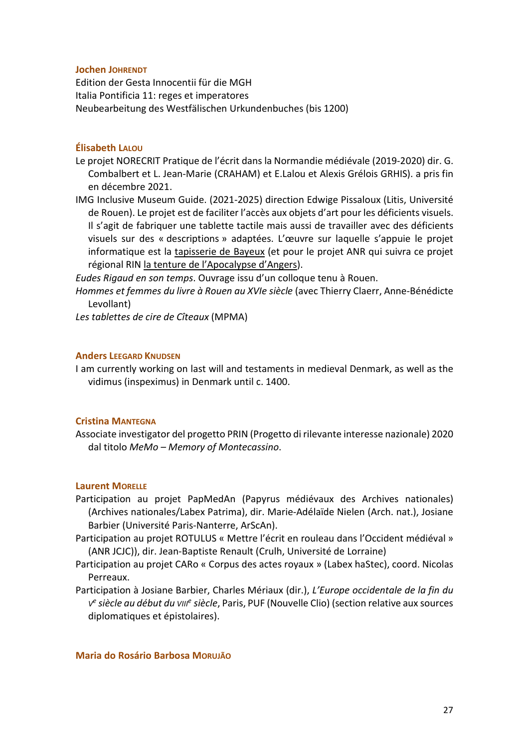**Jochen Johrendt**

Edition der Gesta Innocentii für die MGH

Italia Pontificia 11: reges et imperatores

Neubearbeitung des Westfälischen Urkundenbuches (bis 1200)

**Élisabeth Lalou**

Le projet NORECRIT Pratique de l'écrit dans la Normandie médiévale (2019-2020) dir. G. Combalbert et L. Jean-Marie (CRAHAM) et E.Lalou et Alexis Grélois GRHIS). a pris fin en décembre 2021.

IMG Inclusive Museum Guide. (2021-2025) direction Edwige Pissaloux (Litis, Université de Rouen). Le projet est de faciliter l'accès aux objets d'art pour les déficients visuels. Il s'agit de fabriquer une tablette tactile mais aussi de travailler avec des déficients visuels sur des « descriptions » adaptées. L'œuvre sur laquelle s'appuie le projet informatique est la tapisserie de Bayeux (et pour le projet ANR qui suivra ce projet régional RIN la tenture de l'Apocalypse d'Angers).

*Eudes Rigaud en son temps*. Ouvrage issu d'un colloque tenu à Rouen.

*Hommes et femmes du livre à Rouen au XVIe siècle* (avec Thierry Claerr, Anne-Bénédicte Levollant)

*Les tablettes de cire de Cîteaux* (MPMA)

**Anders Leegard Knudsen**

I am currently working on last will and testaments in medieval Denmark, as well as the vidimus (inspeximus) in Denmark until c. 1400.

**Cristina Mantegna**

Associate investigator del progetto PRIN (Progetto di rilevante interesse nazionale) 2020 dal titolo *MeMo – Memory of Montecassino*.

**Laurent Morelle**

Participation au projet PapMedAn (Papyrus médiévaux des Archives nationales) (Archives nationales/Labex Patrima), dir. Marie-Adélaïde Nielen (Arch. nat.), Josiane Barbier (Université Paris-Nanterre, ArScAn).

Participation au projet ROTULUS « Mettre l'écrit en rouleau dans l'Occident médiéval » (ANR JCJC)), dir. Jean-Baptiste Renault (Crulh, Université de Lorraine)

Participation au projet CARo « Corpus des actes royaux » (Labex haStec), coord. Nicolas Perreaux.

Participation à Josiane Barbier, Charles Mériaux (dir.), *L'Europe occidentale de la fin du v^e^ siècle au début du viii^e^ siècle*, Paris, PUF (Nouvelle Clio) (section relative aux sources diplomatiques et épistolaires).

**Maria do Rosário Barbosa Morujão**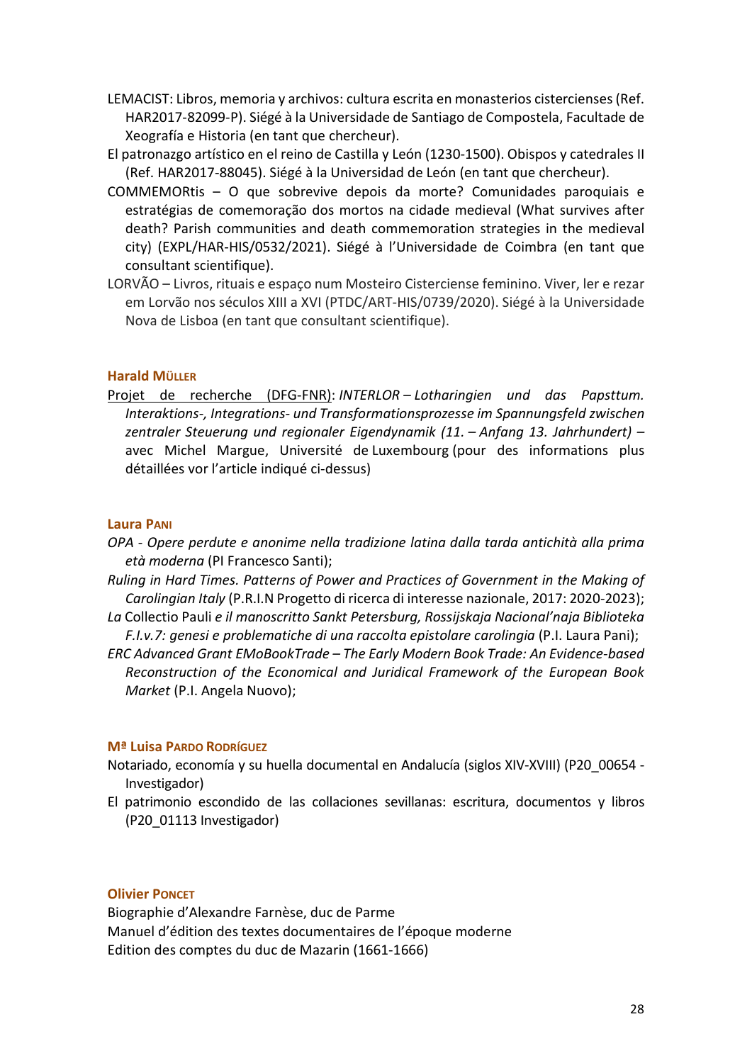LEMACIST: Libros, memoria y archivos: cultura escrita en monasterios cistercienses (Ref. HAR2017-82099-P). Siégé à la Universidade de Santiago de Compostela, Facultade de Xeografía e Historia (en tant que chercheur).

El patronazgo artístico en el reino de Castilla y León (1230-1500). Obispos y catedrales II (Ref. HAR2017-88045). Siégé à la Universidad de León (en tant que chercheur).

COMMEMORtis – O que sobrevive depois da morte? Comunidades paroquiais e estratégias de comemoração dos mortos na cidade medieval (What survives after death? Parish communities and death commemoration strategies in the medieval city) (EXPL/HAR-HIS/0532/2021). Siégé à l'Universidade de Coimbra (en tant que consultant scientifique).

LORVÃO – Livros, rituais e espaço num Mosteiro Cisterciense feminino. Viver, ler e rezar em Lorvão nos séculos XIII a XVI (PTDC/ART-HIS/0739/2020). Siégé à la Universidade Nova de Lisboa (en tant que consultant scientifique).

### Harald Müller

<u>Projet de recherche (DFG-FNR)</u>: *INTERLOR – Lotharingien und das Papsttum. Interaktions-, Integrations- und Transformationsprozesse im Spannungsfeld zwischen zentraler Steuerung und regionaler Eigendynamik (11. – Anfang 13. Jahrhundert)* – avec Michel Margue, Université de Luxembourg (pour des informations plus détaillées vor l'article indiqué ci-dessus)

### Laura Pani

*OPA - Opere perdute e anonime nella tradizione latina dalla tarda antichità alla prima età moderna* (PI Francesco Santi);

*Ruling in Hard Times. Patterns of Power and Practices of Government in the Making of Carolingian Italy* (P.R.I.N Progetto di ricerca di interesse nazionale, 2017: 2020-2023);

*La* Collectio Pauli *e il manoscritto Sankt Petersburg, Rossijskaja Nacional'naja Biblioteka F.I.v.7: genesi e problematiche di una raccolta epistolare carolingia* (P.I. Laura Pani);

*ERC Advanced Grant EMoBookTrade – The Early Modern Book Trade: An Evidence-based Reconstruction of the Economical and Juridical Framework of the European Book Market* (P.I. Angela Nuovo);

### Mª Luisa Pardo Rodríguez

Notariado, economía y su huella documental en Andalucía (siglos XIV-XVIII) (P20_00654 - Investigador)

El patrimonio escondido de las collaciones sevillanas: escritura, documentos y libros (P20_01113 Investigador)

### Olivier Poncet

Biographie d'Alexandre Farnèse, duc de Parme

Manuel d'édition des textes documentaires de l'époque moderne

Edition des comptes du duc de Mazarin (1661-1666)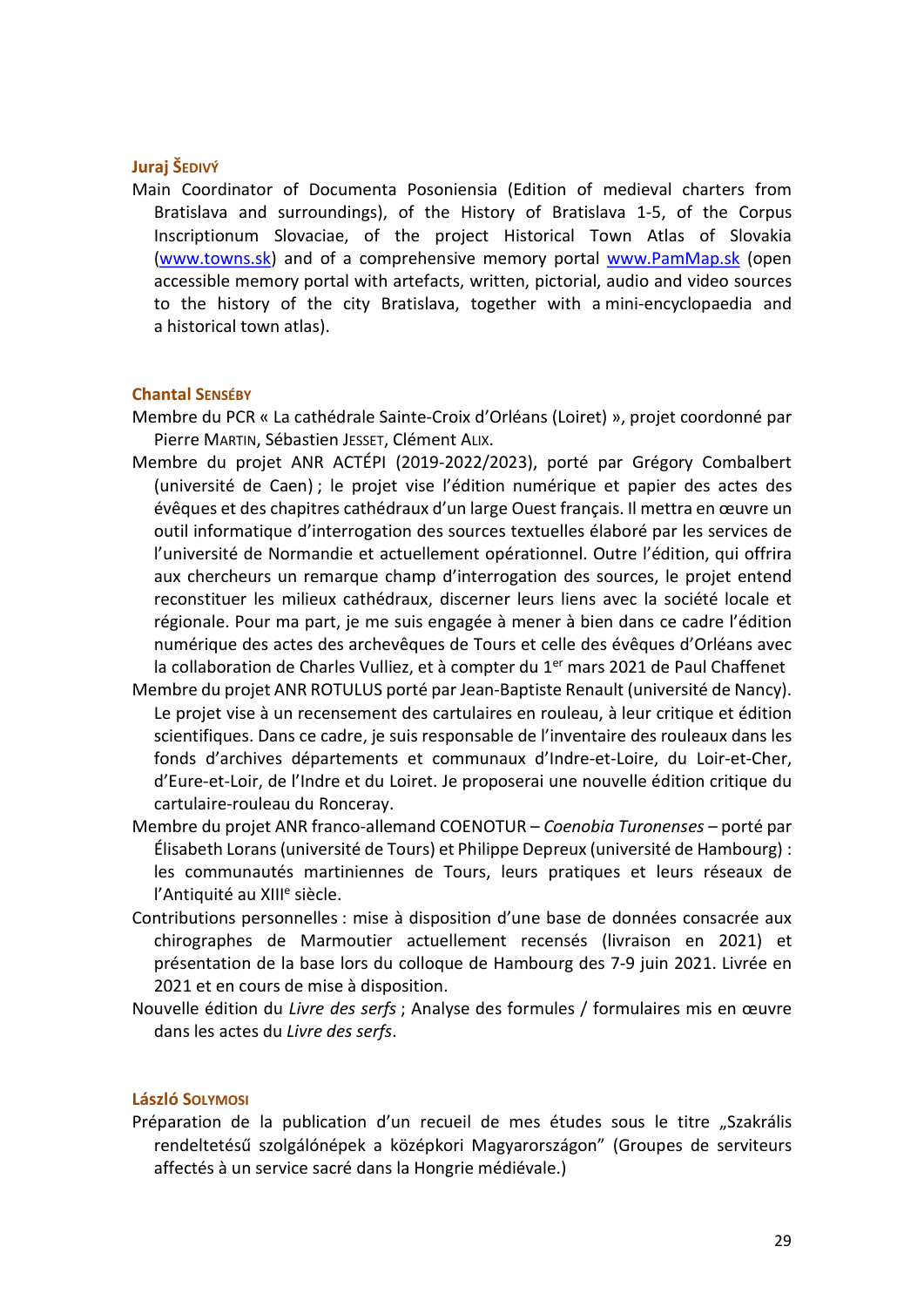**Juraj Šedivý**

Main Coordinator of Documenta Posoniensia (Edition of medieval charters from Bratislava and surroundings), of the History of Bratislava 1-5, of the Corpus Inscriptionum Slovaciae, of the project Historical Town Atlas of Slovakia (www.towns.sk) and of a comprehensive memory portal www.PamMap.sk (open accessible memory portal with artefacts, written, pictorial, audio and video sources to the history of the city Bratislava, together with a mini-encyclopaedia and a historical town atlas).

**Chantal Senséby**

Membre du PCR « La cathédrale Sainte-Croix d'Orléans (Loiret) », projet coordonné par Pierre Martin, Sébastien Jesset, Clément Alix.

Membre du projet ANR ACTÉPI (2019-2022/2023), porté par Grégory Combalbert (université de Caen) ; le projet vise l'édition numérique et papier des actes des évêques et des chapitres cathédraux d'un large Ouest français. Il mettra en œuvre un outil informatique d'interrogation des sources textuelles élaboré par les services de l'université de Normandie et actuellement opérationnel. Outre l'édition, qui offrira aux chercheurs un remarque champ d'interrogation des sources, le projet entend reconstituer les milieux cathédraux, discerner leurs liens avec la société locale et régionale. Pour ma part, je me suis engagée à mener à bien dans ce cadre l'édition numérique des actes des archevêques de Tours et celle des évêques d'Orléans avec la collaboration de Charles Vulliez, et à compter du 1er mars 2021 de Paul Chaffenet

Membre du projet ANR ROTULUS porté par Jean-Baptiste Renault (université de Nancy). Le projet vise à un recensement des cartulaires en rouleau, à leur critique et édition scientifiques. Dans ce cadre, je suis responsable de l'inventaire des rouleaux dans les fonds d'archives départements et communaux d'Indre-et-Loire, du Loir-et-Cher, d'Eure-et-Loir, de l'Indre et du Loiret. Je proposerai une nouvelle édition critique du cartulaire-rouleau du Ronceray.

Membre du projet ANR franco-allemand COENOTUR – *Coenobia Turonenses* – porté par Élisabeth Lorans (université de Tours) et Philippe Depreux (université de Hambourg) : les communautés martiniennes de Tours, leurs pratiques et leurs réseaux de l'Antiquité au XIIIe siècle.

Contributions personnelles : mise à disposition d'une base de données consacrée aux chirographes de Marmoutier actuellement recensés (livraison en 2021) et présentation de la base lors du colloque de Hambourg des 7-9 juin 2021. Livrée en 2021 et en cours de mise à disposition.

Nouvelle édition du *Livre des serfs* ; Analyse des formules / formulaires mis en œuvre dans les actes du *Livre des serfs*.

**László Solymosi**

Préparation de la publication d'un recueil de mes études sous le titre „Szakrális rendeltetésű szolgálónépek a középkori Magyarországon" (Groupes de serviteurs affectés à un service sacré dans la Hongrie médiévale.)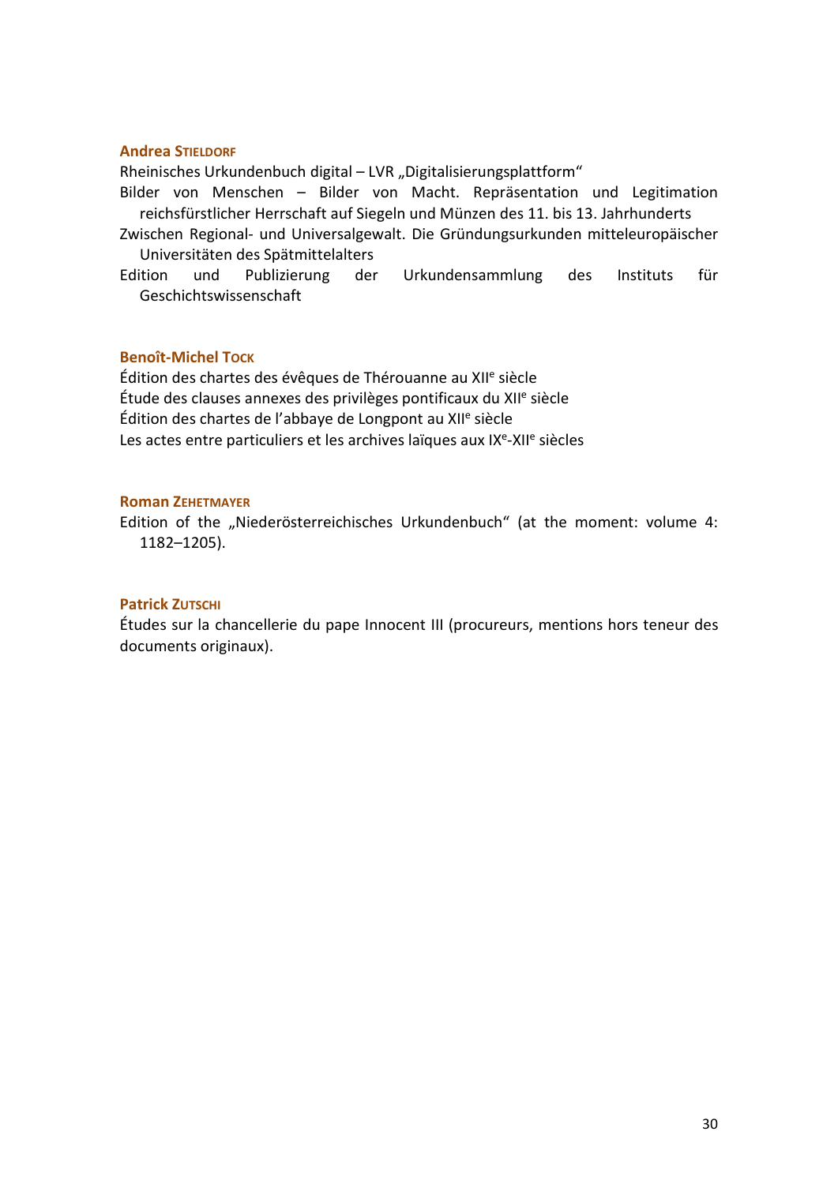**Andrea Stieldorf**

Rheinisches Urkundenbuch digital – LVR „Digitalisierungsplattform“

Bilder von Menschen – Bilder von Macht. Repräsentation und Legitimation reichsfürstlicher Herrschaft auf Siegeln und Münzen des 11. bis 13. Jahrhunderts

Zwischen Regional- und Universalgewalt. Die Gründungsurkunden mitteleuropäischer Universitäten des Spätmittelalters

Edition und Publizierung der Urkundensammlung des Instituts für Geschichtswissenschaft

**Benoît-Michel Tock**

Édition des chartes des évêques de Thérouanne au XII^e siècle

Étude des clauses annexes des privilèges pontificaux du XII^e siècle

Édition des chartes de l’abbaye de Longpont au XII^e siècle

Les actes entre particuliers et les archives laïques aux IX^e-XII^e siècles

**Roman Zehetmayer**

Edition of the „Niederösterreichisches Urkundenbuch“ (at the moment: volume 4: 1182–1205).

**Patrick Zutschi**

Études sur la chancellerie du pape Innocent III (procureurs, mentions hors teneur des documents originaux).